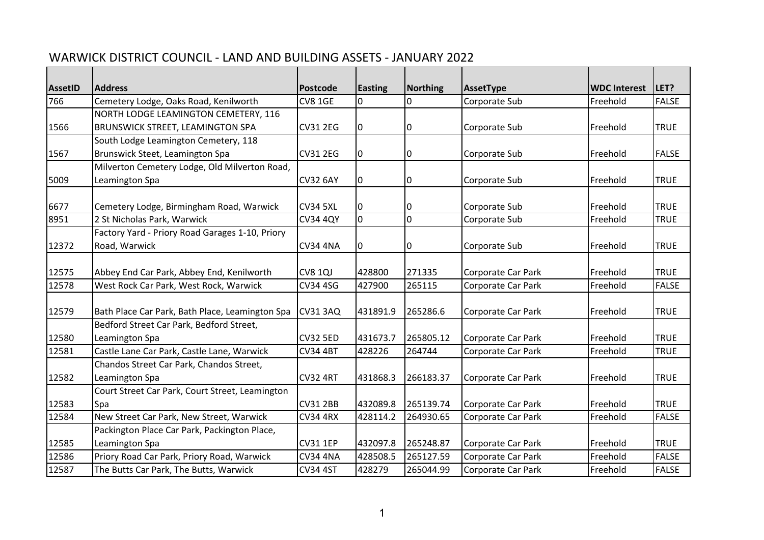# WARWICK DISTRICT COUNCIL - LAND AND BUILDING ASSETS - JANUARY 2022

| AssetID | Address | Postcode | Easting | Northing | AssetType | WDC Interest | LET? |
|---|---|---|---|---|---|---|---|
| 766 | Cemetery Lodge, Oaks Road, Kenilworth | CV8 1GE | 0 | 0 | Corporate Sub | Freehold | FALSE |
| 1566 | NORTH LODGE LEAMINGTON CEMETERY, 116 BRUNSWICK STREET, LEAMINGTON SPA | CV31 2EG | 0 | 0 | Corporate Sub | Freehold | TRUE |
| 1567 | South Lodge Leamington Cemetery, 118 Brunswick Steet, Leamington Spa | CV31 2EG | 0 | 0 | Corporate Sub | Freehold | FALSE |
| 5009 | Milverton Cemetery Lodge, Old Milverton Road, Leamington Spa | CV32 6AY | 0 | 0 | Corporate Sub | Freehold | TRUE |
| 6677 | Cemetery Lodge, Birmingham Road, Warwick | CV34 5XL | 0 | 0 | Corporate Sub | Freehold | TRUE |
| 8951 | 2 St Nicholas Park, Warwick | CV34 4QY | 0 | 0 | Corporate Sub | Freehold | TRUE |
| 12372 | Factory Yard - Priory Road Garages 1-10, Priory Road, Warwick | CV34 4NA | 0 | 0 | Corporate Sub | Freehold | TRUE |
| 12575 | Abbey End Car Park, Abbey End, Kenilworth | CV8 1QJ | 428800 | 271335 | Corporate Car Park | Freehold | TRUE |
| 12578 | West Rock Car Park, West Rock, Warwick | CV34 4SG | 427900 | 265115 | Corporate Car Park | Freehold | FALSE |
| 12579 | Bath Place Car Park, Bath Place, Leamington Spa | CV31 3AQ | 431891.9 | 265286.6 | Corporate Car Park | Freehold | TRUE |
| 12580 | Bedford Street Car Park, Bedford Street, Leamington Spa | CV32 5ED | 431673.7 | 265805.12 | Corporate Car Park | Freehold | TRUE |
| 12581 | Castle Lane Car Park, Castle Lane, Warwick | CV34 4BT | 428226 | 264744 | Corporate Car Park | Freehold | TRUE |
| 12582 | Chandos Street Car Park, Chandos Street, Leamington Spa | CV32 4RT | 431868.3 | 266183.37 | Corporate Car Park | Freehold | TRUE |
| 12583 | Court Street Car Park, Court Street, Leamington Spa | CV31 2BB | 432089.8 | 265139.74 | Corporate Car Park | Freehold | TRUE |
| 12584 | New Street Car Park, New Street, Warwick | CV34 4RX | 428114.2 | 264930.65 | Corporate Car Park | Freehold | FALSE |
| 12585 | Packington Place Car Park, Packington Place, Leamington Spa | CV31 1EP | 432097.8 | 265248.87 | Corporate Car Park | Freehold | TRUE |
| 12586 | Priory Road Car Park, Priory Road, Warwick | CV34 4NA | 428508.5 | 265127.59 | Corporate Car Park | Freehold | FALSE |
| 12587 | The Butts Car Park, The Butts, Warwick | CV34 4ST | 428279 | 265044.99 | Corporate Car Park | Freehold | FALSE |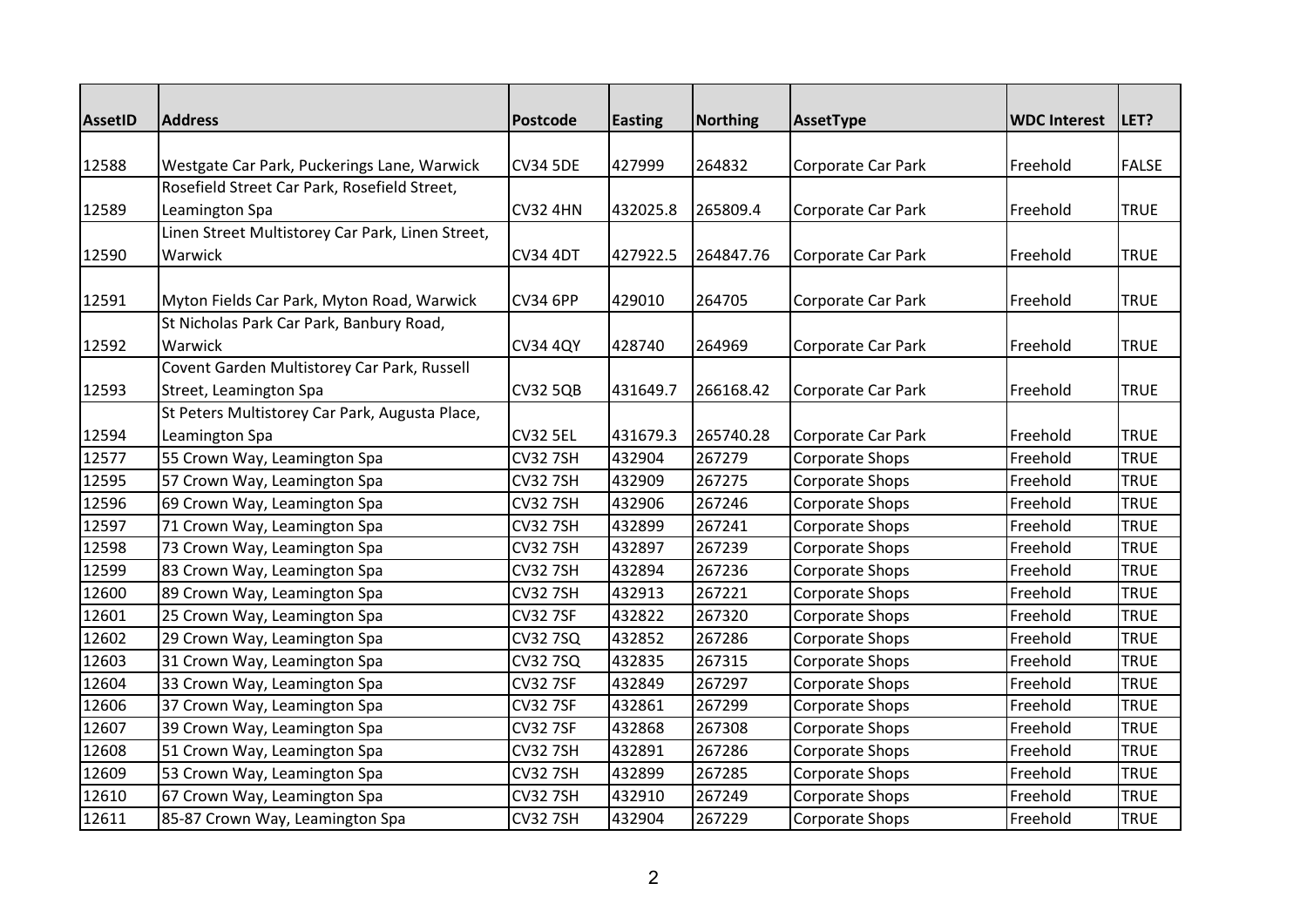| AssetID | Address | Postcode | Easting | Northing | AssetType | WDC Interest | LET? |
|---|---|---|---|---|---|---|---|
| 12588 | Westgate Car Park, Puckerings Lane, Warwick | CV34 5DE | 427999 | 264832 | Corporate Car Park | Freehold | FALSE |
| 12589 | Rosefield Street Car Park, Rosefield Street, Leamington Spa | CV32 4HN | 432025.8 | 265809.4 | Corporate Car Park | Freehold | TRUE |
| 12590 | Linen Street Multistorey Car Park, Linen Street, Warwick | CV34 4DT | 427922.5 | 264847.76 | Corporate Car Park | Freehold | TRUE |
| 12591 | Myton Fields Car Park, Myton Road, Warwick | CV34 6PP | 429010 | 264705 | Corporate Car Park | Freehold | TRUE |
| 12592 | St Nicholas Park Car Park, Banbury Road, Warwick | CV34 4QY | 428740 | 264969 | Corporate Car Park | Freehold | TRUE |
| 12593 | Covent Garden Multistorey Car Park, Russell Street, Leamington Spa | CV32 5QB | 431649.7 | 266168.42 | Corporate Car Park | Freehold | TRUE |
| 12594 | St Peters Multistorey Car Park, Augusta Place, Leamington Spa | CV32 5EL | 431679.3 | 265740.28 | Corporate Car Park | Freehold | TRUE |
| 12577 | 55 Crown Way, Leamington Spa | CV32 7SH | 432904 | 267279 | Corporate Shops | Freehold | TRUE |
| 12595 | 57 Crown Way, Leamington Spa | CV32 7SH | 432909 | 267275 | Corporate Shops | Freehold | TRUE |
| 12596 | 69 Crown Way, Leamington Spa | CV32 7SH | 432906 | 267246 | Corporate Shops | Freehold | TRUE |
| 12597 | 71 Crown Way, Leamington Spa | CV32 7SH | 432899 | 267241 | Corporate Shops | Freehold | TRUE |
| 12598 | 73 Crown Way, Leamington Spa | CV32 7SH | 432897 | 267239 | Corporate Shops | Freehold | TRUE |
| 12599 | 83 Crown Way, Leamington Spa | CV32 7SH | 432894 | 267236 | Corporate Shops | Freehold | TRUE |
| 12600 | 89 Crown Way, Leamington Spa | CV32 7SH | 432913 | 267221 | Corporate Shops | Freehold | TRUE |
| 12601 | 25 Crown Way, Leamington Spa | CV32 7SF | 432822 | 267320 | Corporate Shops | Freehold | TRUE |
| 12602 | 29 Crown Way, Leamington Spa | CV32 7SQ | 432852 | 267286 | Corporate Shops | Freehold | TRUE |
| 12603 | 31 Crown Way, Leamington Spa | CV32 7SQ | 432835 | 267315 | Corporate Shops | Freehold | TRUE |
| 12604 | 33 Crown Way, Leamington Spa | CV32 7SF | 432849 | 267297 | Corporate Shops | Freehold | TRUE |
| 12606 | 37 Crown Way, Leamington Spa | CV32 7SF | 432861 | 267299 | Corporate Shops | Freehold | TRUE |
| 12607 | 39 Crown Way, Leamington Spa | CV32 7SF | 432868 | 267308 | Corporate Shops | Freehold | TRUE |
| 12608 | 51 Crown Way, Leamington Spa | CV32 7SH | 432891 | 267286 | Corporate Shops | Freehold | TRUE |
| 12609 | 53 Crown Way, Leamington Spa | CV32 7SH | 432899 | 267285 | Corporate Shops | Freehold | TRUE |
| 12610 | 67 Crown Way, Leamington Spa | CV32 7SH | 432910 | 267249 | Corporate Shops | Freehold | TRUE |
| 12611 | 85-87 Crown Way, Leamington Spa | CV32 7SH | 432904 | 267229 | Corporate Shops | Freehold | TRUE |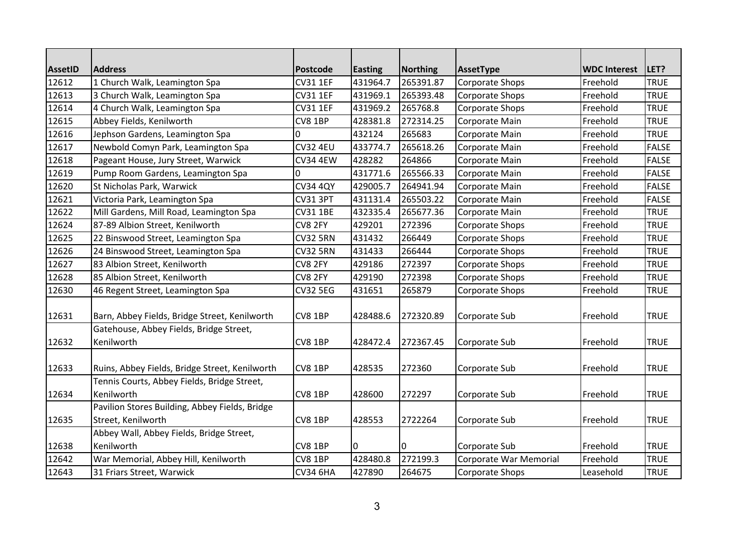| AssetID | Address | Postcode | Easting | Northing | AssetType | WDC Interest | LET? |
|---|---|---|---|---|---|---|---|
| 12612 | 1 Church Walk, Leamington Spa | CV31 1EF | 431964.7 | 265391.87 | Corporate Shops | Freehold | TRUE |
| 12613 | 3 Church Walk, Leamington Spa | CV31 1EF | 431969.1 | 265393.48 | Corporate Shops | Freehold | TRUE |
| 12614 | 4 Church Walk, Leamington Spa | CV31 1EF | 431969.2 | 265768.8 | Corporate Shops | Freehold | TRUE |
| 12615 | Abbey Fields, Kenilworth | CV8 1BP | 428381.8 | 272314.25 | Corporate Main | Freehold | TRUE |
| 12616 | Jephson Gardens, Leamington Spa | 0 | 432124 | 265683 | Corporate Main | Freehold | TRUE |
| 12617 | Newbold Comyn Park, Leamington Spa | CV32 4EU | 433774.7 | 265618.26 | Corporate Main | Freehold | FALSE |
| 12618 | Pageant House, Jury Street, Warwick | CV34 4EW | 428282 | 264866 | Corporate Main | Freehold | FALSE |
| 12619 | Pump Room Gardens, Leamington Spa | 0 | 431771.6 | 265566.33 | Corporate Main | Freehold | FALSE |
| 12620 | St Nicholas Park, Warwick | CV34 4QY | 429005.7 | 264941.94 | Corporate Main | Freehold | FALSE |
| 12621 | Victoria Park, Leamington Spa | CV31 3PT | 431131.4 | 265503.22 | Corporate Main | Freehold | FALSE |
| 12622 | Mill Gardens, Mill Road, Leamington Spa | CV31 1BE | 432335.4 | 265677.36 | Corporate Main | Freehold | TRUE |
| 12624 | 87-89 Albion Street, Kenilworth | CV8 2FY | 429201 | 272396 | Corporate Shops | Freehold | TRUE |
| 12625 | 22 Binswood Street, Leamington Spa | CV32 5RN | 431432 | 266449 | Corporate Shops | Freehold | TRUE |
| 12626 | 24 Binswood Street, Leamington Spa | CV32 5RN | 431433 | 266444 | Corporate Shops | Freehold | TRUE |
| 12627 | 83 Albion Street, Kenilworth | CV8 2FY | 429186 | 272397 | Corporate Shops | Freehold | TRUE |
| 12628 | 85 Albion Street, Kenilworth | CV8 2FY | 429190 | 272398 | Corporate Shops | Freehold | TRUE |
| 12630 | 46 Regent Street, Leamington Spa | CV32 5EG | 431651 | 265879 | Corporate Shops | Freehold | TRUE |
| 12631 | Barn, Abbey Fields, Bridge Street, Kenilworth | CV8 1BP | 428488.6 | 272320.89 | Corporate Sub | Freehold | TRUE |
| 12632 | Gatehouse, Abbey Fields, Bridge Street, Kenilworth | CV8 1BP | 428472.4 | 272367.45 | Corporate Sub | Freehold | TRUE |
| 12633 | Ruins, Abbey Fields, Bridge Street, Kenilworth | CV8 1BP | 428535 | 272360 | Corporate Sub | Freehold | TRUE |
| 12634 | Tennis Courts, Abbey Fields, Bridge Street, Kenilworth | CV8 1BP | 428600 | 272297 | Corporate Sub | Freehold | TRUE |
| 12635 | Pavilion Stores Building, Abbey Fields, Bridge Street, Kenilworth | CV8 1BP | 428553 | 2722264 | Corporate Sub | Freehold | TRUE |
| 12638 | Abbey Wall, Abbey Fields, Bridge Street, Kenilworth | CV8 1BP | 0 | 0 | Corporate Sub | Freehold | TRUE |
| 12642 | War Memorial, Abbey Hill, Kenilworth | CV8 1BP | 428480.8 | 272199.3 | Corporate War Memorial | Freehold | TRUE |
| 12643 | 31 Friars Street, Warwick | CV34 6HA | 427890 | 264675 | Corporate Shops | Leasehold | TRUE |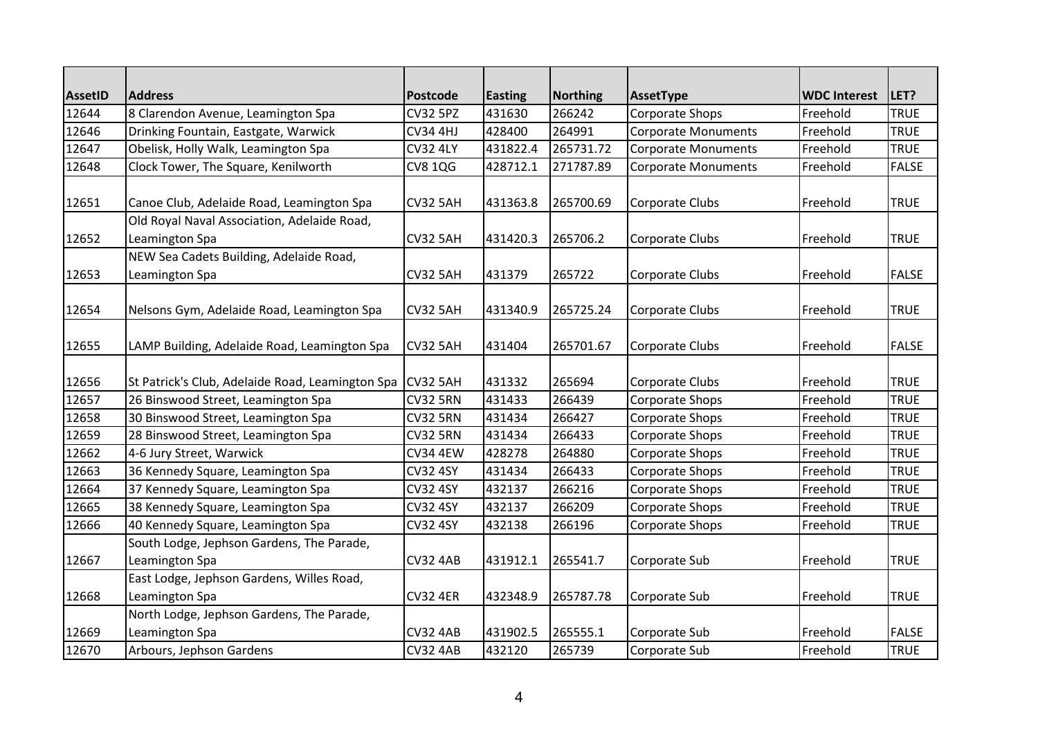| AssetID | Address | Postcode | Easting | Northing | AssetType | WDC Interest | LET? |
|---|---|---|---|---|---|---|---|
| 12644 | 8 Clarendon Avenue, Leamington Spa | CV32 5PZ | 431630 | 266242 | Corporate Shops | Freehold | TRUE |
| 12646 | Drinking Fountain, Eastgate, Warwick | CV34 4HJ | 428400 | 264991 | Corporate Monuments | Freehold | TRUE |
| 12647 | Obelisk, Holly Walk, Leamington Spa | CV32 4LY | 431822.4 | 265731.72 | Corporate Monuments | Freehold | TRUE |
| 12648 | Clock Tower, The Square, Kenilworth | CV8 1QG | 428712.1 | 271787.89 | Corporate Monuments | Freehold | FALSE |
| 12651 | Canoe Club, Adelaide Road, Leamington Spa | CV32 5AH | 431363.8 | 265700.69 | Corporate Clubs | Freehold | TRUE |
| 12652 | Old Royal Naval Association, Adelaide Road, Leamington Spa | CV32 5AH | 431420.3 | 265706.2 | Corporate Clubs | Freehold | TRUE |
| 12653 | NEW Sea Cadets Building, Adelaide Road, Leamington Spa | CV32 5AH | 431379 | 265722 | Corporate Clubs | Freehold | FALSE |
| 12654 | Nelsons Gym, Adelaide Road, Leamington Spa | CV32 5AH | 431340.9 | 265725.24 | Corporate Clubs | Freehold | TRUE |
| 12655 | LAMP Building, Adelaide Road, Leamington Spa | CV32 5AH | 431404 | 265701.67 | Corporate Clubs | Freehold | FALSE |
| 12656 | St Patrick's Club, Adelaide Road, Leamington Spa | CV32 5AH | 431332 | 265694 | Corporate Clubs | Freehold | TRUE |
| 12657 | 26 Binswood Street, Leamington Spa | CV32 5RN | 431433 | 266439 | Corporate Shops | Freehold | TRUE |
| 12658 | 30 Binswood Street, Leamington Spa | CV32 5RN | 431434 | 266427 | Corporate Shops | Freehold | TRUE |
| 12659 | 28 Binswood Street, Leamington Spa | CV32 5RN | 431434 | 266433 | Corporate Shops | Freehold | TRUE |
| 12662 | 4-6 Jury Street, Warwick | CV34 4EW | 428278 | 264880 | Corporate Shops | Freehold | TRUE |
| 12663 | 36 Kennedy Square, Leamington Spa | CV32 4SY | 431434 | 266433 | Corporate Shops | Freehold | TRUE |
| 12664 | 37 Kennedy Square, Leamington Spa | CV32 4SY | 432137 | 266216 | Corporate Shops | Freehold | TRUE |
| 12665 | 38 Kennedy Square, Leamington Spa | CV32 4SY | 432137 | 266209 | Corporate Shops | Freehold | TRUE |
| 12666 | 40 Kennedy Square, Leamington Spa | CV32 4SY | 432138 | 266196 | Corporate Shops | Freehold | TRUE |
| 12667 | South Lodge, Jephson Gardens, The Parade, Leamington Spa | CV32 4AB | 431912.1 | 265541.7 | Corporate Sub | Freehold | TRUE |
| 12668 | East Lodge, Jephson Gardens, Willes Road, Leamington Spa | CV32 4ER | 432348.9 | 265787.78 | Corporate Sub | Freehold | TRUE |
| 12669 | North Lodge, Jephson Gardens, The Parade, Leamington Spa | CV32 4AB | 431902.5 | 265555.1 | Corporate Sub | Freehold | FALSE |
| 12670 | Arbours, Jephson Gardens | CV32 4AB | 432120 | 265739 | Corporate Sub | Freehold | TRUE |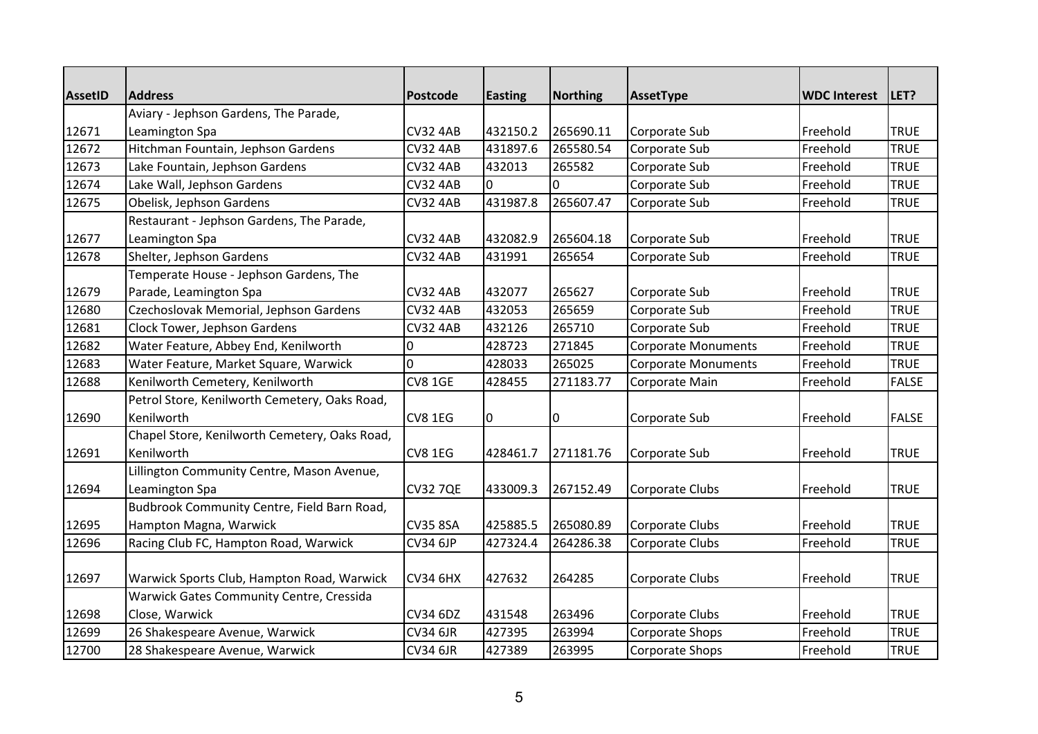| AssetID | Address | Postcode | Easting | Northing | AssetType | WDC Interest | LET? |
|---|---|---|---|---|---|---|---|
| 12671 | Aviary - Jephson Gardens, The Parade, Leamington Spa | CV32 4AB | 432150.2 | 265690.11 | Corporate Sub | Freehold | TRUE |
| 12672 | Hitchman Fountain, Jephson Gardens | CV32 4AB | 431897.6 | 265580.54 | Corporate Sub | Freehold | TRUE |
| 12673 | Lake Fountain, Jephson Gardens | CV32 4AB | 432013 | 265582 | Corporate Sub | Freehold | TRUE |
| 12674 | Lake Wall, Jephson Gardens | CV32 4AB | 0 | 0 | Corporate Sub | Freehold | TRUE |
| 12675 | Obelisk, Jephson Gardens | CV32 4AB | 431987.8 | 265607.47 | Corporate Sub | Freehold | TRUE |
| 12677 | Restaurant - Jephson Gardens, The Parade, Leamington Spa | CV32 4AB | 432082.9 | 265604.18 | Corporate Sub | Freehold | TRUE |
| 12678 | Shelter, Jephson Gardens | CV32 4AB | 431991 | 265654 | Corporate Sub | Freehold | TRUE |
| 12679 | Temperate House - Jephson Gardens, The Parade, Leamington Spa | CV32 4AB | 432077 | 265627 | Corporate Sub | Freehold | TRUE |
| 12680 | Czechoslovak Memorial, Jephson Gardens | CV32 4AB | 432053 | 265659 | Corporate Sub | Freehold | TRUE |
| 12681 | Clock Tower, Jephson Gardens | CV32 4AB | 432126 | 265710 | Corporate Sub | Freehold | TRUE |
| 12682 | Water Feature, Abbey End, Kenilworth | 0 | 428723 | 271845 | Corporate Monuments | Freehold | TRUE |
| 12683 | Water Feature, Market Square, Warwick | 0 | 428033 | 265025 | Corporate Monuments | Freehold | TRUE |
| 12688 | Kenilworth Cemetery, Kenilworth | CV8 1GE | 428455 | 271183.77 | Corporate Main | Freehold | FALSE |
| 12690 | Petrol Store, Kenilworth Cemetery, Oaks Road, Kenilworth | CV8 1EG | 0 | 0 | Corporate Sub | Freehold | FALSE |
| 12691 | Chapel Store, Kenilworth Cemetery, Oaks Road, Kenilworth | CV8 1EG | 428461.7 | 271181.76 | Corporate Sub | Freehold | TRUE |
| 12694 | Lillington Community Centre, Mason Avenue, Leamington Spa | CV32 7QE | 433009.3 | 267152.49 | Corporate Clubs | Freehold | TRUE |
| 12695 | Budbrook Community Centre, Field Barn Road, Hampton Magna, Warwick | CV35 8SA | 425885.5 | 265080.89 | Corporate Clubs | Freehold | TRUE |
| 12696 | Racing Club FC, Hampton Road, Warwick | CV34 6JP | 427324.4 | 264286.38 | Corporate Clubs | Freehold | TRUE |
| 12697 | Warwick Sports Club, Hampton Road, Warwick | CV34 6HX | 427632 | 264285 | Corporate Clubs | Freehold | TRUE |
| 12698 | Warwick Gates Community Centre, Cressida Close, Warwick | CV34 6DZ | 431548 | 263496 | Corporate Clubs | Freehold | TRUE |
| 12699 | 26 Shakespeare Avenue, Warwick | CV34 6JR | 427395 | 263994 | Corporate Shops | Freehold | TRUE |
| 12700 | 28 Shakespeare Avenue, Warwick | CV34 6JR | 427389 | 263995 | Corporate Shops | Freehold | TRUE |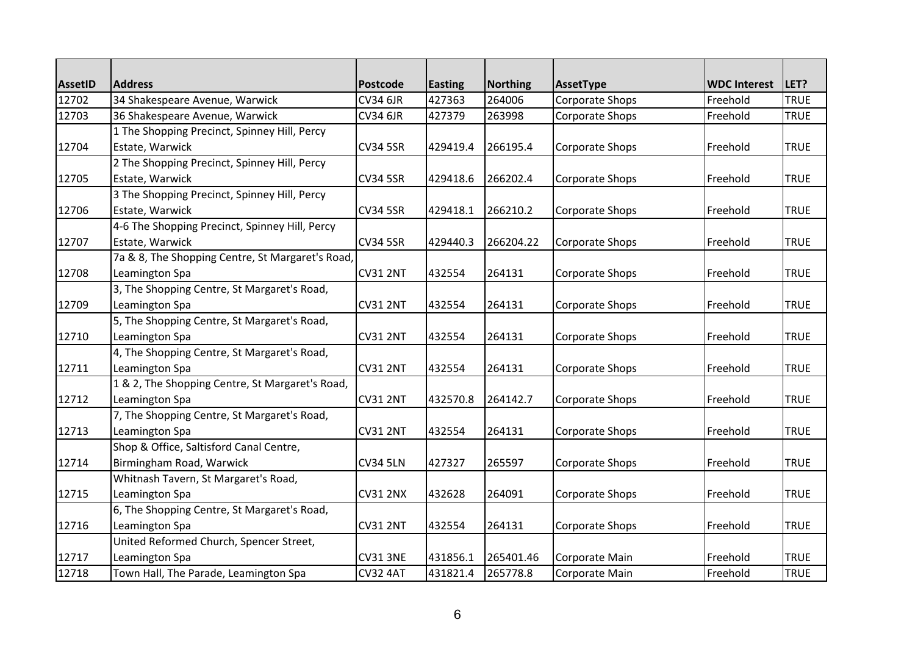| AssetID | Address | Postcode | Easting | Northing | AssetType | WDC Interest | LET? |
|---|---|---|---|---|---|---|---|
| 12702 | 34 Shakespeare Avenue, Warwick | CV34 6JR | 427363 | 264006 | Corporate Shops | Freehold | TRUE |
| 12703 | 36 Shakespeare Avenue, Warwick | CV34 6JR | 427379 | 263998 | Corporate Shops | Freehold | TRUE |
| 12704 | 1 The Shopping Precinct, Spinney Hill, Percy Estate, Warwick | CV34 5SR | 429419.4 | 266195.4 | Corporate Shops | Freehold | TRUE |
| 12705 | 2 The Shopping Precinct, Spinney Hill, Percy Estate, Warwick | CV34 5SR | 429418.6 | 266202.4 | Corporate Shops | Freehold | TRUE |
| 12706 | 3 The Shopping Precinct, Spinney Hill, Percy Estate, Warwick | CV34 5SR | 429418.1 | 266210.2 | Corporate Shops | Freehold | TRUE |
| 12707 | 4-6 The Shopping Precinct, Spinney Hill, Percy Estate, Warwick | CV34 5SR | 429440.3 | 266204.22 | Corporate Shops | Freehold | TRUE |
| 12708 | 7a & 8, The Shopping Centre, St Margaret's Road, Leamington Spa | CV31 2NT | 432554 | 264131 | Corporate Shops | Freehold | TRUE |
| 12709 | 3, The Shopping Centre, St Margaret's Road, Leamington Spa | CV31 2NT | 432554 | 264131 | Corporate Shops | Freehold | TRUE |
| 12710 | 5, The Shopping Centre, St Margaret's Road, Leamington Spa | CV31 2NT | 432554 | 264131 | Corporate Shops | Freehold | TRUE |
| 12711 | 4, The Shopping Centre, St Margaret's Road, Leamington Spa | CV31 2NT | 432554 | 264131 | Corporate Shops | Freehold | TRUE |
| 12712 | 1 & 2, The Shopping Centre, St Margaret's Road, Leamington Spa | CV31 2NT | 432570.8 | 264142.7 | Corporate Shops | Freehold | TRUE |
| 12713 | 7, The Shopping Centre, St Margaret's Road, Leamington Spa | CV31 2NT | 432554 | 264131 | Corporate Shops | Freehold | TRUE |
| 12714 | Shop & Office, Saltisford Canal Centre, Birmingham Road, Warwick | CV34 5LN | 427327 | 265597 | Corporate Shops | Freehold | TRUE |
| 12715 | Whitnash Tavern, St Margaret's Road, Leamington Spa | CV31 2NX | 432628 | 264091 | Corporate Shops | Freehold | TRUE |
| 12716 | 6, The Shopping Centre, St Margaret's Road, Leamington Spa | CV31 2NT | 432554 | 264131 | Corporate Shops | Freehold | TRUE |
| 12717 | United Reformed Church, Spencer Street, Leamington Spa | CV31 3NE | 431856.1 | 265401.46 | Corporate Main | Freehold | TRUE |
| 12718 | Town Hall, The Parade, Leamington Spa | CV32 4AT | 431821.4 | 265778.8 | Corporate Main | Freehold | TRUE |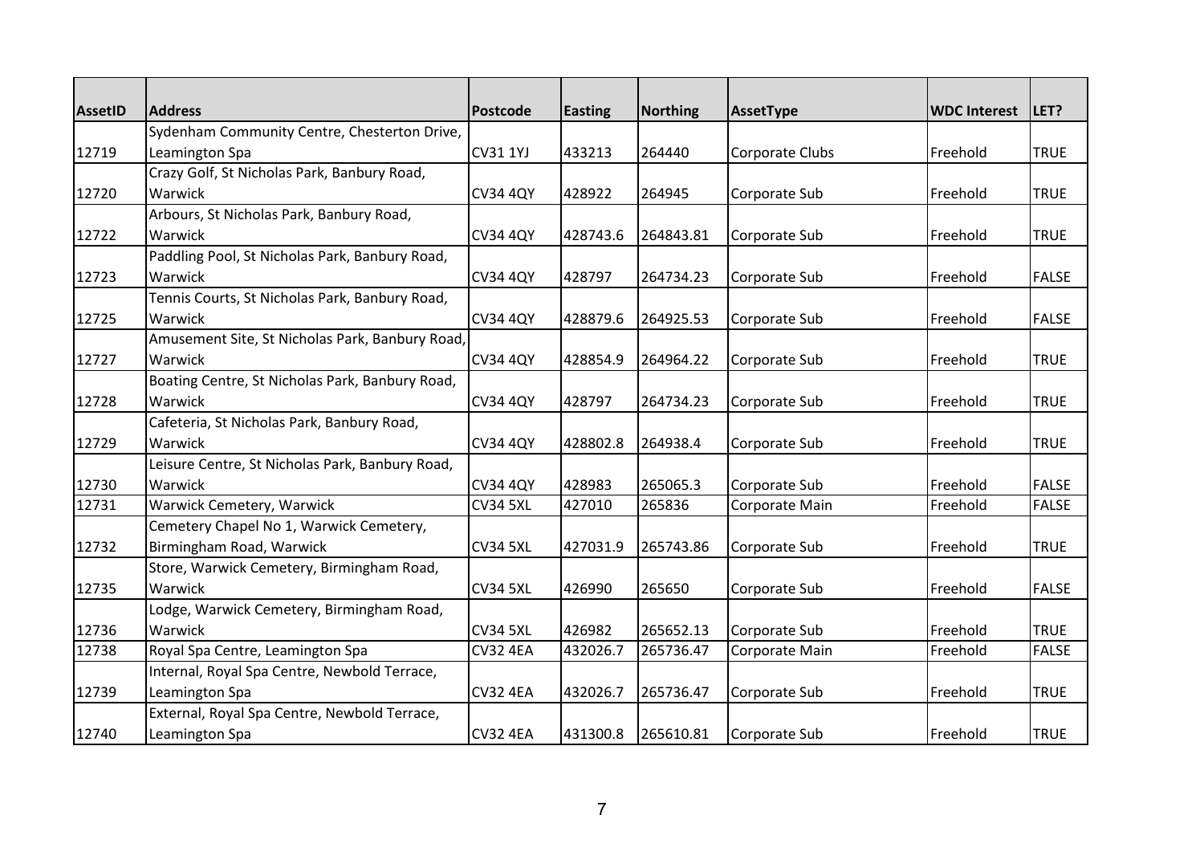| AssetID | Address | Postcode | Easting | Northing | AssetType | WDC Interest | LET? |
|---|---|---|---|---|---|---|---|
| 12719 | Sydenham Community Centre, Chesterton Drive, Leamington Spa | CV31 1YJ | 433213 | 264440 | Corporate Clubs | Freehold | TRUE |
| 12720 | Crazy Golf, St Nicholas Park, Banbury Road, Warwick | CV34 4QY | 428922 | 264945 | Corporate Sub | Freehold | TRUE |
| 12722 | Arbours, St Nicholas Park, Banbury Road, Warwick | CV34 4QY | 428743.6 | 264843.81 | Corporate Sub | Freehold | TRUE |
| 12723 | Paddling Pool, St Nicholas Park, Banbury Road, Warwick | CV34 4QY | 428797 | 264734.23 | Corporate Sub | Freehold | FALSE |
| 12725 | Tennis Courts, St Nicholas Park, Banbury Road, Warwick | CV34 4QY | 428879.6 | 264925.53 | Corporate Sub | Freehold | FALSE |
| 12727 | Amusement Site, St Nicholas Park, Banbury Road, Warwick | CV34 4QY | 428854.9 | 264964.22 | Corporate Sub | Freehold | TRUE |
| 12728 | Boating Centre, St Nicholas Park, Banbury Road, Warwick | CV34 4QY | 428797 | 264734.23 | Corporate Sub | Freehold | TRUE |
| 12729 | Cafeteria, St Nicholas Park, Banbury Road, Warwick | CV34 4QY | 428802.8 | 264938.4 | Corporate Sub | Freehold | TRUE |
| 12730 | Leisure Centre, St Nicholas Park, Banbury Road, Warwick | CV34 4QY | 428983 | 265065.3 | Corporate Sub | Freehold | FALSE |
| 12731 | Warwick Cemetery, Warwick | CV34 5XL | 427010 | 265836 | Corporate Main | Freehold | FALSE |
| 12732 | Cemetery Chapel No 1, Warwick Cemetery, Birmingham Road, Warwick | CV34 5XL | 427031.9 | 265743.86 | Corporate Sub | Freehold | TRUE |
| 12735 | Store, Warwick Cemetery, Birmingham Road, Warwick | CV34 5XL | 426990 | 265650 | Corporate Sub | Freehold | FALSE |
| 12736 | Lodge, Warwick Cemetery, Birmingham Road, Warwick | CV34 5XL | 426982 | 265652.13 | Corporate Sub | Freehold | TRUE |
| 12738 | Royal Spa Centre, Leamington Spa | CV32 4EA | 432026.7 | 265736.47 | Corporate Main | Freehold | FALSE |
| 12739 | Internal, Royal Spa Centre, Newbold Terrace, Leamington Spa | CV32 4EA | 432026.7 | 265736.47 | Corporate Sub | Freehold | TRUE |
| 12740 | External, Royal Spa Centre, Newbold Terrace, Leamington Spa | CV32 4EA | 431300.8 | 265610.81 | Corporate Sub | Freehold | TRUE |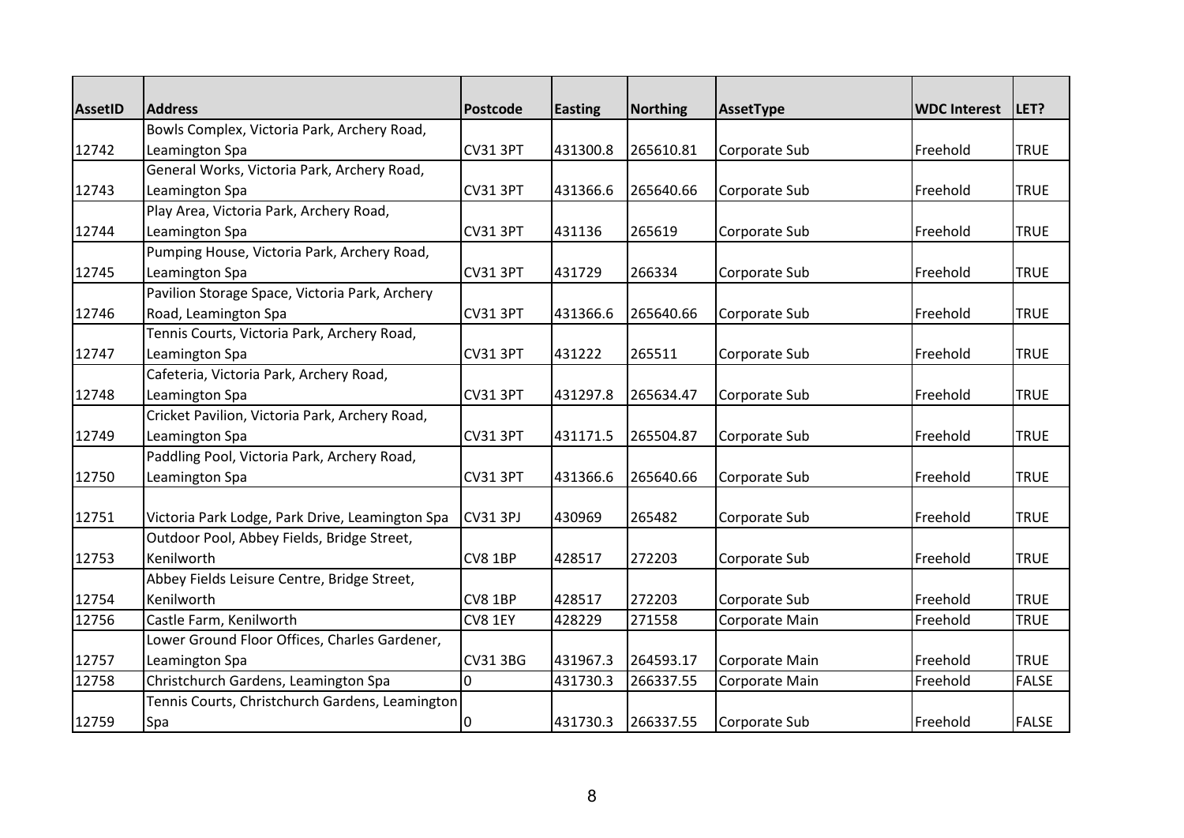| AssetID | Address | Postcode | Easting | Northing | AssetType | WDC Interest | LET? |
|---|---|---|---|---|---|---|---|
| 12742 | Bowls Complex, Victoria Park, Archery Road, Leamington Spa | CV31 3PT | 431300.8 | 265610.81 | Corporate Sub | Freehold | TRUE |
| 12743 | General Works, Victoria Park, Archery Road, Leamington Spa | CV31 3PT | 431366.6 | 265640.66 | Corporate Sub | Freehold | TRUE |
| 12744 | Play Area, Victoria Park, Archery Road, Leamington Spa | CV31 3PT | 431136 | 265619 | Corporate Sub | Freehold | TRUE |
| 12745 | Pumping House, Victoria Park, Archery Road, Leamington Spa | CV31 3PT | 431729 | 266334 | Corporate Sub | Freehold | TRUE |
| 12746 | Pavilion Storage Space, Victoria Park, Archery Road, Leamington Spa | CV31 3PT | 431366.6 | 265640.66 | Corporate Sub | Freehold | TRUE |
| 12747 | Tennis Courts, Victoria Park, Archery Road, Leamington Spa | CV31 3PT | 431222 | 265511 | Corporate Sub | Freehold | TRUE |
| 12748 | Cafeteria, Victoria Park, Archery Road, Leamington Spa | CV31 3PT | 431297.8 | 265634.47 | Corporate Sub | Freehold | TRUE |
| 12749 | Cricket Pavilion, Victoria Park, Archery Road, Leamington Spa | CV31 3PT | 431171.5 | 265504.87 | Corporate Sub | Freehold | TRUE |
| 12750 | Paddling Pool, Victoria Park, Archery Road, Leamington Spa | CV31 3PT | 431366.6 | 265640.66 | Corporate Sub | Freehold | TRUE |
| 12751 | Victoria Park Lodge, Park Drive, Leamington Spa | CV31 3PJ | 430969 | 265482 | Corporate Sub | Freehold | TRUE |
| 12753 | Outdoor Pool, Abbey Fields, Bridge Street, Kenilworth | CV8 1BP | 428517 | 272203 | Corporate Sub | Freehold | TRUE |
| 12754 | Abbey Fields Leisure Centre, Bridge Street, Kenilworth | CV8 1BP | 428517 | 272203 | Corporate Sub | Freehold | TRUE |
| 12756 | Castle Farm, Kenilworth | CV8 1EY | 428229 | 271558 | Corporate Main | Freehold | TRUE |
| 12757 | Lower Ground Floor Offices, Charles Gardener, Leamington Spa | CV31 3BG | 431967.3 | 264593.17 | Corporate Main | Freehold | TRUE |
| 12758 | Christchurch Gardens, Leamington Spa | 0 | 431730.3 | 266337.55 | Corporate Main | Freehold | FALSE |
| 12759 | Tennis Courts, Christchurch Gardens, Leamington Spa | 0 | 431730.3 | 266337.55 | Corporate Sub | Freehold | FALSE |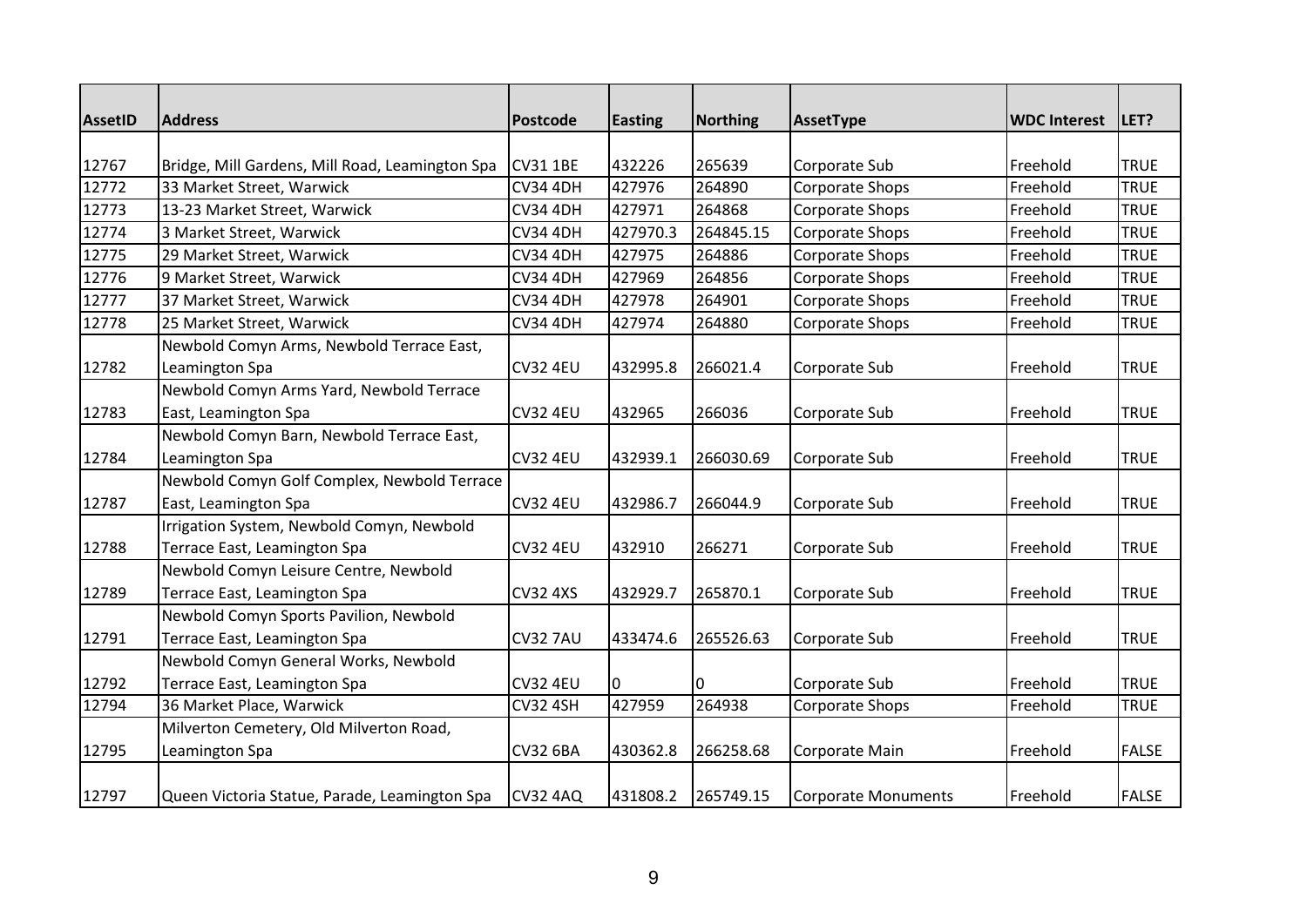| AssetID | Address | Postcode | Easting | Northing | AssetType | WDC Interest | LET? |
|---|---|---|---|---|---|---|---|
| 12767 | Bridge, Mill Gardens, Mill Road, Leamington Spa | CV31 1BE | 432226 | 265639 | Corporate Sub | Freehold | TRUE |
| 12772 | 33 Market Street, Warwick | CV34 4DH | 427976 | 264890 | Corporate Shops | Freehold | TRUE |
| 12773 | 13-23 Market Street, Warwick | CV34 4DH | 427971 | 264868 | Corporate Shops | Freehold | TRUE |
| 12774 | 3 Market Street, Warwick | CV34 4DH | 427970.3 | 264845.15 | Corporate Shops | Freehold | TRUE |
| 12775 | 29 Market Street, Warwick | CV34 4DH | 427975 | 264886 | Corporate Shops | Freehold | TRUE |
| 12776 | 9 Market Street, Warwick | CV34 4DH | 427969 | 264856 | Corporate Shops | Freehold | TRUE |
| 12777 | 37 Market Street, Warwick | CV34 4DH | 427978 | 264901 | Corporate Shops | Freehold | TRUE |
| 12778 | 25 Market Street, Warwick | CV34 4DH | 427974 | 264880 | Corporate Shops | Freehold | TRUE |
| 12782 | Newbold Comyn Arms, Newbold Terrace East, Leamington Spa | CV32 4EU | 432995.8 | 266021.4 | Corporate Sub | Freehold | TRUE |
| 12783 | Newbold Comyn Arms Yard, Newbold Terrace East, Leamington Spa | CV32 4EU | 432965 | 266036 | Corporate Sub | Freehold | TRUE |
| 12784 | Newbold Comyn Barn, Newbold Terrace East, Leamington Spa | CV32 4EU | 432939.1 | 266030.69 | Corporate Sub | Freehold | TRUE |
| 12787 | Newbold Comyn Golf Complex, Newbold Terrace East, Leamington Spa | CV32 4EU | 432986.7 | 266044.9 | Corporate Sub | Freehold | TRUE |
| 12788 | Irrigation System, Newbold Comyn, Newbold Terrace East, Leamington Spa | CV32 4EU | 432910 | 266271 | Corporate Sub | Freehold | TRUE |
| 12789 | Newbold Comyn Leisure Centre, Newbold Terrace East, Leamington Spa | CV32 4XS | 432929.7 | 265870.1 | Corporate Sub | Freehold | TRUE |
| 12791 | Newbold Comyn Sports Pavilion, Newbold Terrace East, Leamington Spa | CV32 7AU | 433474.6 | 265526.63 | Corporate Sub | Freehold | TRUE |
| 12792 | Newbold Comyn General Works, Newbold Terrace East, Leamington Spa | CV32 4EU | 0 | 0 | Corporate Sub | Freehold | TRUE |
| 12794 | 36 Market Place, Warwick | CV32 4SH | 427959 | 264938 | Corporate Shops | Freehold | TRUE |
| 12795 | Milverton Cemetery, Old Milverton Road, Leamington Spa | CV32 6BA | 430362.8 | 266258.68 | Corporate Main | Freehold | FALSE |
| 12797 | Queen Victoria Statue, Parade, Leamington Spa | CV32 4AQ | 431808.2 | 265749.15 | Corporate Monuments | Freehold | FALSE |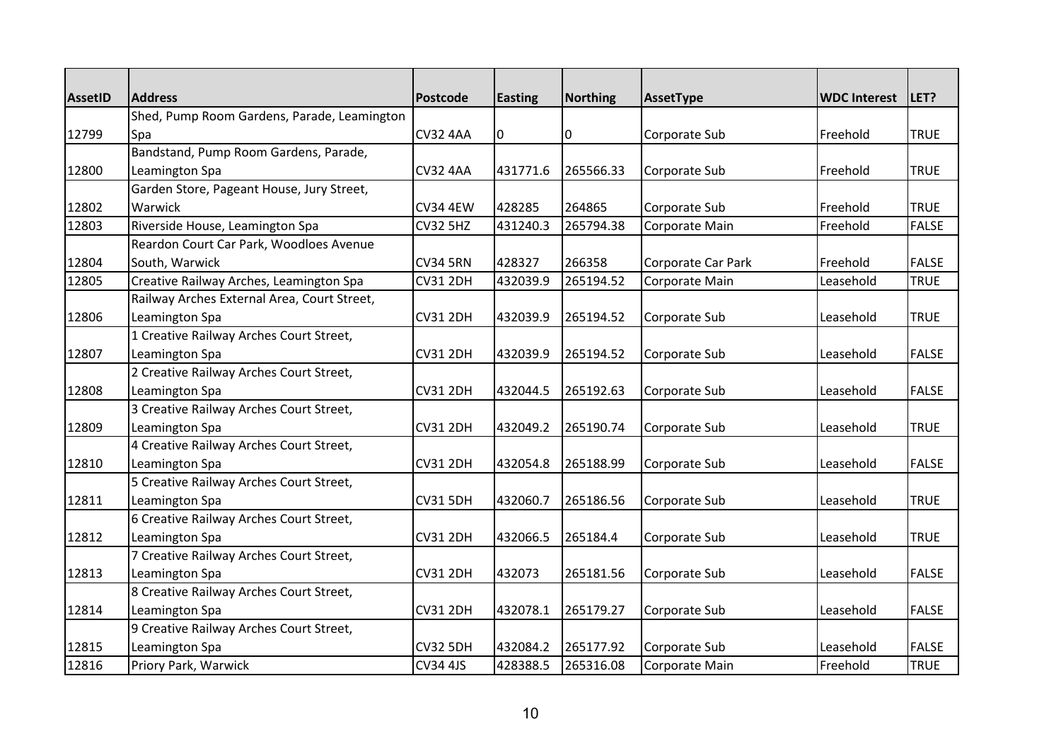| AssetID | Address | Postcode | Easting | Northing | AssetType | WDC Interest | LET? |
|---|---|---|---|---|---|---|---|
| 12799 | Shed, Pump Room Gardens, Parade, Leamington Spa | CV32 4AA | 0 | 0 | Corporate Sub | Freehold | TRUE |
| 12800 | Bandstand, Pump Room Gardens, Parade, Leamington Spa | CV32 4AA | 431771.6 | 265566.33 | Corporate Sub | Freehold | TRUE |
| 12802 | Garden Store, Pageant House, Jury Street, Warwick | CV34 4EW | 428285 | 264865 | Corporate Sub | Freehold | TRUE |
| 12803 | Riverside House, Leamington Spa | CV32 5HZ | 431240.3 | 265794.38 | Corporate Main | Freehold | FALSE |
| 12804 | Reardon Court Car Park, Woodloes Avenue South, Warwick | CV34 5RN | 428327 | 266358 | Corporate Car Park | Freehold | FALSE |
| 12805 | Creative Railway Arches, Leamington Spa | CV31 2DH | 432039.9 | 265194.52 | Corporate Main | Leasehold | TRUE |
| 12806 | Railway Arches External Area, Court Street, Leamington Spa | CV31 2DH | 432039.9 | 265194.52 | Corporate Sub | Leasehold | TRUE |
| 12807 | 1 Creative Railway Arches Court Street, Leamington Spa | CV31 2DH | 432039.9 | 265194.52 | Corporate Sub | Leasehold | FALSE |
| 12808 | 2 Creative Railway Arches Court Street, Leamington Spa | CV31 2DH | 432044.5 | 265192.63 | Corporate Sub | Leasehold | FALSE |
| 12809 | 3 Creative Railway Arches Court Street, Leamington Spa | CV31 2DH | 432049.2 | 265190.74 | Corporate Sub | Leasehold | TRUE |
| 12810 | 4 Creative Railway Arches Court Street, Leamington Spa | CV31 2DH | 432054.8 | 265188.99 | Corporate Sub | Leasehold | FALSE |
| 12811 | 5 Creative Railway Arches Court Street, Leamington Spa | CV31 5DH | 432060.7 | 265186.56 | Corporate Sub | Leasehold | TRUE |
| 12812 | 6 Creative Railway Arches Court Street, Leamington Spa | CV31 2DH | 432066.5 | 265184.4 | Corporate Sub | Leasehold | TRUE |
| 12813 | 7 Creative Railway Arches Court Street, Leamington Spa | CV31 2DH | 432073 | 265181.56 | Corporate Sub | Leasehold | FALSE |
| 12814 | 8 Creative Railway Arches Court Street, Leamington Spa | CV31 2DH | 432078.1 | 265179.27 | Corporate Sub | Leasehold | FALSE |
| 12815 | 9 Creative Railway Arches Court Street, Leamington Spa | CV32 5DH | 432084.2 | 265177.92 | Corporate Sub | Leasehold | FALSE |
| 12816 | Priory Park, Warwick | CV34 4JS | 428388.5 | 265316.08 | Corporate Main | Freehold | TRUE |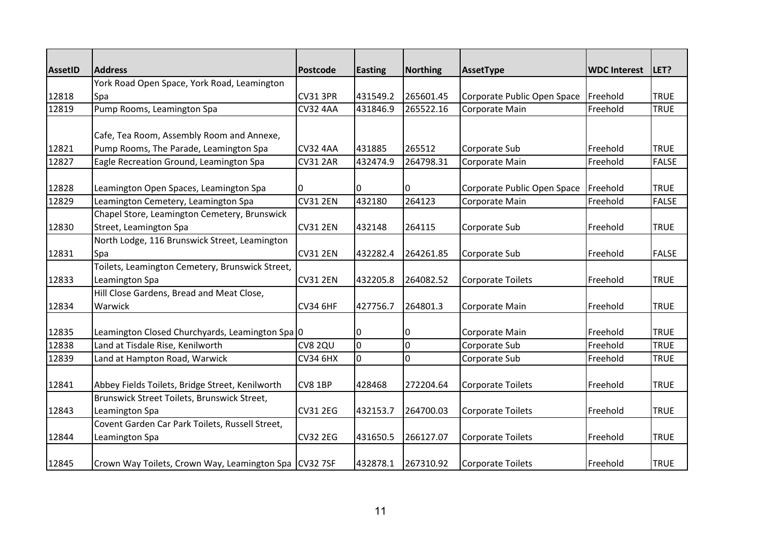| AssetID | Address | Postcode | Easting | Northing | AssetType | WDC Interest | LET? |
|---|---|---|---|---|---|---|---|
| 12818 | York Road Open Space, York Road, Leamington Spa | CV31 3PR | 431549.2 | 265601.45 | Corporate Public Open Space | Freehold | TRUE |
| 12819 | Pump Rooms, Leamington Spa | CV32 4AA | 431846.9 | 265522.16 | Corporate Main | Freehold | TRUE |
| 12821 | Cafe, Tea Room, Assembly Room and Annexe, Pump Rooms, The Parade, Leamington Spa | CV32 4AA | 431885 | 265512 | Corporate Sub | Freehold | TRUE |
| 12827 | Eagle Recreation Ground, Leamington Spa | CV31 2AR | 432474.9 | 264798.31 | Corporate Main | Freehold | FALSE |
| 12828 | Leamington Open Spaces, Leamington Spa | 0 | 0 | 0 | Corporate Public Open Space | Freehold | TRUE |
| 12829 | Leamington Cemetery, Leamington Spa | CV31 2EN | 432180 | 264123 | Corporate Main | Freehold | FALSE |
| 12830 | Chapel Store, Leamington Cemetery, Brunswick Street, Leamington Spa | CV31 2EN | 432148 | 264115 | Corporate Sub | Freehold | TRUE |
| 12831 | North Lodge, 116 Brunswick Street, Leamington Spa | CV31 2EN | 432282.4 | 264261.85 | Corporate Sub | Freehold | FALSE |
| 12833 | Toilets, Leamington Cemetery, Brunswick Street, Leamington Spa | CV31 2EN | 432205.8 | 264082.52 | Corporate Toilets | Freehold | TRUE |
| 12834 | Hill Close Gardens, Bread and Meat Close, Warwick | CV34 6HF | 427756.7 | 264801.3 | Corporate Main | Freehold | TRUE |
| 12835 | Leamington Closed Churchyards, Leamington Spa | 0 | 0 | 0 | Corporate Main | Freehold | TRUE |
| 12838 | Land at Tisdale Rise, Kenilworth | CV8 2QU | 0 | 0 | Corporate Sub | Freehold | TRUE |
| 12839 | Land at Hampton Road, Warwick | CV34 6HX | 0 | 0 | Corporate Sub | Freehold | TRUE |
| 12841 | Abbey Fields Toilets, Bridge Street, Kenilworth | CV8 1BP | 428468 | 272204.64 | Corporate Toilets | Freehold | TRUE |
| 12843 | Brunswick Street Toilets, Brunswick Street, Leamington Spa | CV31 2EG | 432153.7 | 264700.03 | Corporate Toilets | Freehold | TRUE |
| 12844 | Covent Garden Car Park Toilets, Russell Street, Leamington Spa | CV32 2EG | 431650.5 | 266127.07 | Corporate Toilets | Freehold | TRUE |
| 12845 | Crown Way Toilets, Crown Way, Leamington Spa | CV32 7SF | 432878.1 | 267310.92 | Corporate Toilets | Freehold | TRUE |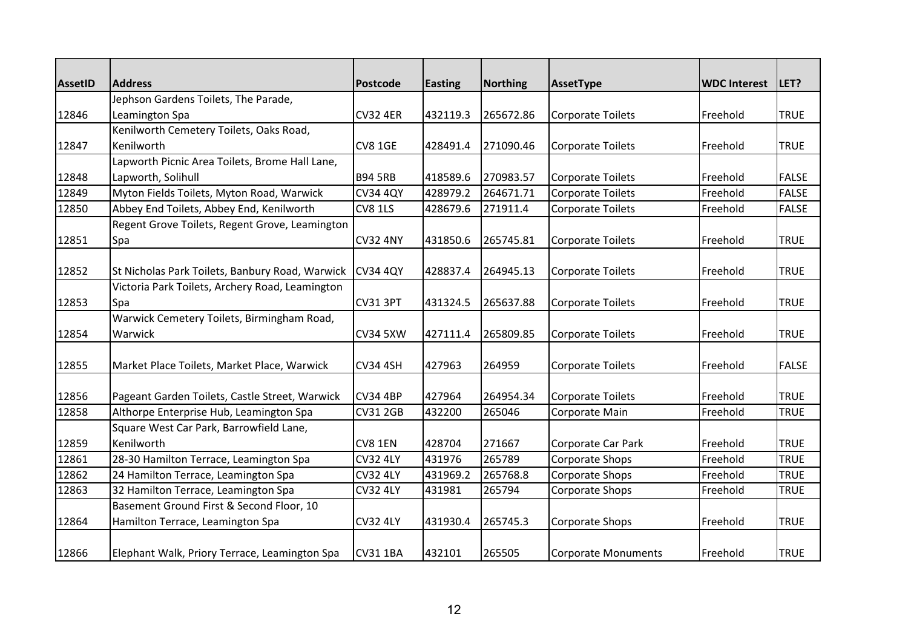| AssetID | Address | Postcode | Easting | Northing | AssetType | WDC Interest | LET? |
|---|---|---|---|---|---|---|---|
| 12846 | Jephson Gardens Toilets, The Parade, Leamington Spa | CV32 4ER | 432119.3 | 265672.86 | Corporate Toilets | Freehold | TRUE |
| 12847 | Kenilworth Cemetery Toilets, Oaks Road, Kenilworth | CV8 1GE | 428491.4 | 271090.46 | Corporate Toilets | Freehold | TRUE |
| 12848 | Lapworth Picnic Area Toilets, Brome Hall Lane, Lapworth, Solihull | B94 5RB | 418589.6 | 270983.57 | Corporate Toilets | Freehold | FALSE |
| 12849 | Myton Fields Toilets, Myton Road, Warwick | CV34 4QY | 428979.2 | 264671.71 | Corporate Toilets | Freehold | FALSE |
| 12850 | Abbey End Toilets, Abbey End, Kenilworth | CV8 1LS | 428679.6 | 271911.4 | Corporate Toilets | Freehold | FALSE |
| 12851 | Regent Grove Toilets, Regent Grove, Leamington Spa | CV32 4NY | 431850.6 | 265745.81 | Corporate Toilets | Freehold | TRUE |
| 12852 | St Nicholas Park Toilets, Banbury Road, Warwick | CV34 4QY | 428837.4 | 264945.13 | Corporate Toilets | Freehold | TRUE |
| 12853 | Victoria Park Toilets, Archery Road, Leamington Spa | CV31 3PT | 431324.5 | 265637.88 | Corporate Toilets | Freehold | TRUE |
| 12854 | Warwick Cemetery Toilets, Birmingham Road, Warwick | CV34 5XW | 427111.4 | 265809.85 | Corporate Toilets | Freehold | TRUE |
| 12855 | Market Place Toilets, Market Place, Warwick | CV34 4SH | 427963 | 264959 | Corporate Toilets | Freehold | FALSE |
| 12856 | Pageant Garden Toilets, Castle Street, Warwick | CV34 4BP | 427964 | 264954.34 | Corporate Toilets | Freehold | TRUE |
| 12858 | Althorpe Enterprise Hub, Leamington Spa | CV31 2GB | 432200 | 265046 | Corporate Main | Freehold | TRUE |
| 12859 | Square West Car Park, Barrowfield Lane, Kenilworth | CV8 1EN | 428704 | 271667 | Corporate Car Park | Freehold | TRUE |
| 12861 | 28-30 Hamilton Terrace, Leamington Spa | CV32 4LY | 431976 | 265789 | Corporate Shops | Freehold | TRUE |
| 12862 | 24 Hamilton Terrace, Leamington Spa | CV32 4LY | 431969.2 | 265768.8 | Corporate Shops | Freehold | TRUE |
| 12863 | 32 Hamilton Terrace, Leamington Spa | CV32 4LY | 431981 | 265794 | Corporate Shops | Freehold | TRUE |
| 12864 | Basement Ground First & Second Floor, 10 Hamilton Terrace, Leamington Spa | CV32 4LY | 431930.4 | 265745.3 | Corporate Shops | Freehold | TRUE |
| 12866 | Elephant Walk, Priory Terrace, Leamington Spa | CV31 1BA | 432101 | 265505 | Corporate Monuments | Freehold | TRUE |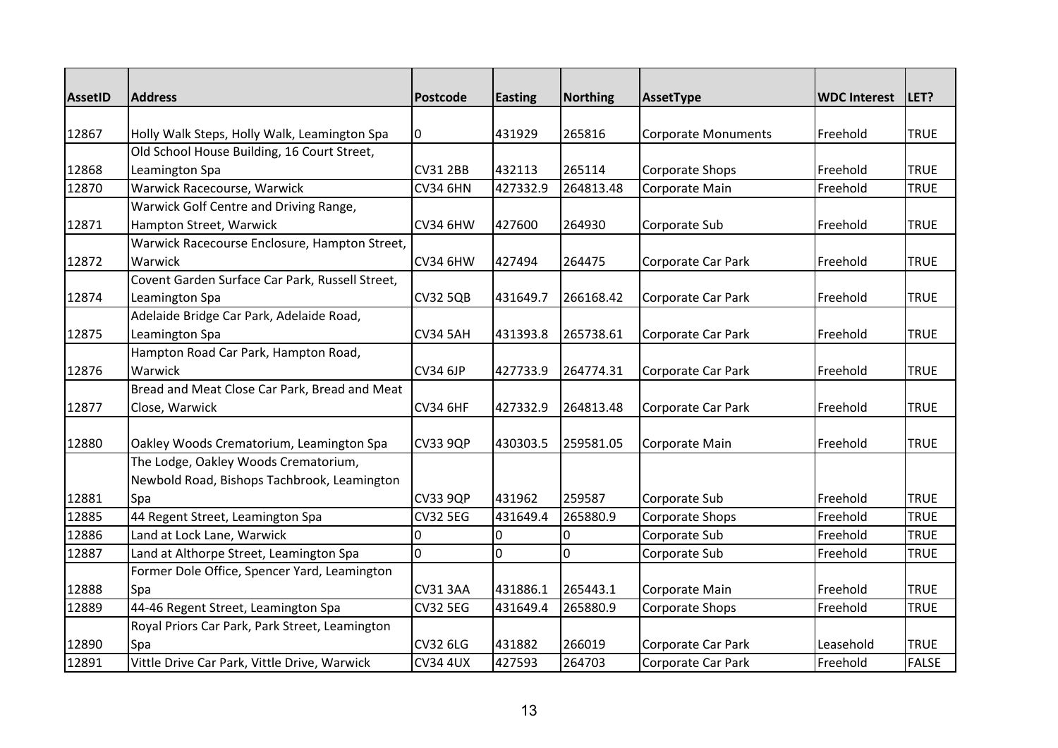| AssetID | Address | Postcode | Easting | Northing | AssetType | WDC Interest | LET? |
|---|---|---|---|---|---|---|---|
| 12867 | Holly Walk Steps, Holly Walk, Leamington Spa | 0 | 431929 | 265816 | Corporate Monuments | Freehold | TRUE |
| 12868 | Old School House Building, 16 Court Street, Leamington Spa | CV31 2BB | 432113 | 265114 | Corporate Shops | Freehold | TRUE |
| 12870 | Warwick Racecourse, Warwick | CV34 6HN | 427332.9 | 264813.48 | Corporate Main | Freehold | TRUE |
| 12871 | Warwick Golf Centre and Driving Range, Hampton Street, Warwick | CV34 6HW | 427600 | 264930 | Corporate Sub | Freehold | TRUE |
| 12872 | Warwick Racecourse Enclosure, Hampton Street, Warwick | CV34 6HW | 427494 | 264475 | Corporate Car Park | Freehold | TRUE |
| 12874 | Covent Garden Surface Car Park, Russell Street, Leamington Spa | CV32 5QB | 431649.7 | 266168.42 | Corporate Car Park | Freehold | TRUE |
| 12875 | Adelaide Bridge Car Park, Adelaide Road, Leamington Spa | CV34 5AH | 431393.8 | 265738.61 | Corporate Car Park | Freehold | TRUE |
| 12876 | Hampton Road Car Park, Hampton Road, Warwick | CV34 6JP | 427733.9 | 264774.31 | Corporate Car Park | Freehold | TRUE |
| 12877 | Bread and Meat Close Car Park, Bread and Meat Close, Warwick | CV34 6HF | 427332.9 | 264813.48 | Corporate Car Park | Freehold | TRUE |
| 12880 | Oakley Woods Crematorium, Leamington Spa | CV33 9QP | 430303.5 | 259581.05 | Corporate Main | Freehold | TRUE |
| 12881 | The Lodge, Oakley Woods Crematorium, Newbold Road, Bishops Tachbrook, Leamington Spa | CV33 9QP | 431962 | 259587 | Corporate Sub | Freehold | TRUE |
| 12885 | 44 Regent Street, Leamington Spa | CV32 5EG | 431649.4 | 265880.9 | Corporate Shops | Freehold | TRUE |
| 12886 | Land at Lock Lane, Warwick | 0 | 0 | 0 | Corporate Sub | Freehold | TRUE |
| 12887 | Land at Althorpe Street, Leamington Spa | 0 | 0 | 0 | Corporate Sub | Freehold | TRUE |
| 12888 | Former Dole Office, Spencer Yard, Leamington Spa | CV31 3AA | 431886.1 | 265443.1 | Corporate Main | Freehold | TRUE |
| 12889 | 44-46 Regent Street, Leamington Spa | CV32 5EG | 431649.4 | 265880.9 | Corporate Shops | Freehold | TRUE |
| 12890 | Royal Priors Car Park, Park Street, Leamington Spa | CV32 6LG | 431882 | 266019 | Corporate Car Park | Leasehold | TRUE |
| 12891 | Vittle Drive Car Park, Vittle Drive, Warwick | CV34 4UX | 427593 | 264703 | Corporate Car Park | Freehold | FALSE |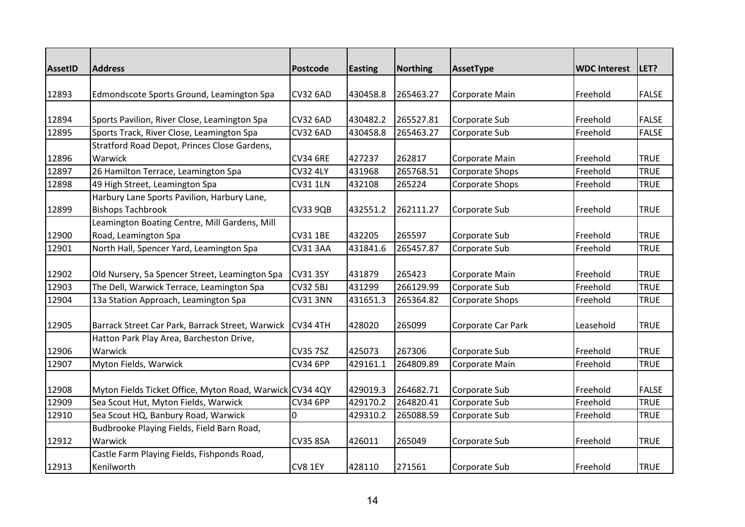| AssetID | Address | Postcode | Easting | Northing | AssetType | WDC Interest | LET? |
|---|---|---|---|---|---|---|---|
| 12893 | Edmondscote Sports Ground, Leamington Spa | CV32 6AD | 430458.8 | 265463.27 | Corporate Main | Freehold | FALSE |
| 12894 | Sports Pavilion, River Close, Leamington Spa | CV32 6AD | 430482.2 | 265527.81 | Corporate Sub | Freehold | FALSE |
| 12895 | Sports Track, River Close, Leamington Spa | CV32 6AD | 430458.8 | 265463.27 | Corporate Sub | Freehold | FALSE |
| 12896 | Stratford Road Depot, Princes Close Gardens, Warwick | CV34 6RE | 427237 | 262817 | Corporate Main | Freehold | TRUE |
| 12897 | 26 Hamilton Terrace, Leamington Spa | CV32 4LY | 431968 | 265768.51 | Corporate Shops | Freehold | TRUE |
| 12898 | 49 High Street, Leamington Spa | CV31 1LN | 432108 | 265224 | Corporate Shops | Freehold | TRUE |
| 12899 | Harbury Lane Sports Pavilion, Harbury Lane, Bishops Tachbrook | CV33 9QB | 432551.2 | 262111.27 | Corporate Sub | Freehold | TRUE |
| 12900 | Leamington Boating Centre, Mill Gardens, Mill Road, Leamington Spa | CV31 1BE | 432205 | 265597 | Corporate Sub | Freehold | TRUE |
| 12901 | North Hall, Spencer Yard, Leamington Spa | CV31 3AA | 431841.6 | 265457.87 | Corporate Sub | Freehold | TRUE |
| 12902 | Old Nursery, 5a Spencer Street, Leamington Spa | CV31 3SY | 431879 | 265423 | Corporate Main | Freehold | TRUE |
| 12903 | The Dell, Warwick Terrace, Leamington Spa | CV32 5BJ | 431299 | 266129.99 | Corporate Sub | Freehold | TRUE |
| 12904 | 13a Station Approach, Leamington Spa | CV31 3NN | 431651.3 | 265364.82 | Corporate Shops | Freehold | TRUE |
| 12905 | Barrack Street Car Park, Barrack Street, Warwick | CV34 4TH | 428020 | 265099 | Corporate Car Park | Leasehold | TRUE |
| 12906 | Hatton Park Play Area, Barcheston Drive, Warwick | CV35 7SZ | 425073 | 267306 | Corporate Sub | Freehold | TRUE |
| 12907 | Myton Fields, Warwick | CV34 6PP | 429161.1 | 264809.89 | Corporate Main | Freehold | TRUE |
| 12908 | Myton Fields Ticket Office, Myton Road, Warwick | CV34 4QY | 429019.3 | 264682.71 | Corporate Sub | Freehold | FALSE |
| 12909 | Sea Scout Hut, Myton Fields, Warwick | CV34 6PP | 429170.2 | 264820.41 | Corporate Sub | Freehold | TRUE |
| 12910 | Sea Scout HQ, Banbury Road, Warwick | 0 | 429310.2 | 265088.59 | Corporate Sub | Freehold | TRUE |
| 12912 | Budbrooke Playing Fields, Field Barn Road, Warwick | CV35 8SA | 426011 | 265049 | Corporate Sub | Freehold | TRUE |
| 12913 | Castle Farm Playing Fields, Fishponds Road, Kenilworth | CV8 1EY | 428110 | 271561 | Corporate Sub | Freehold | TRUE |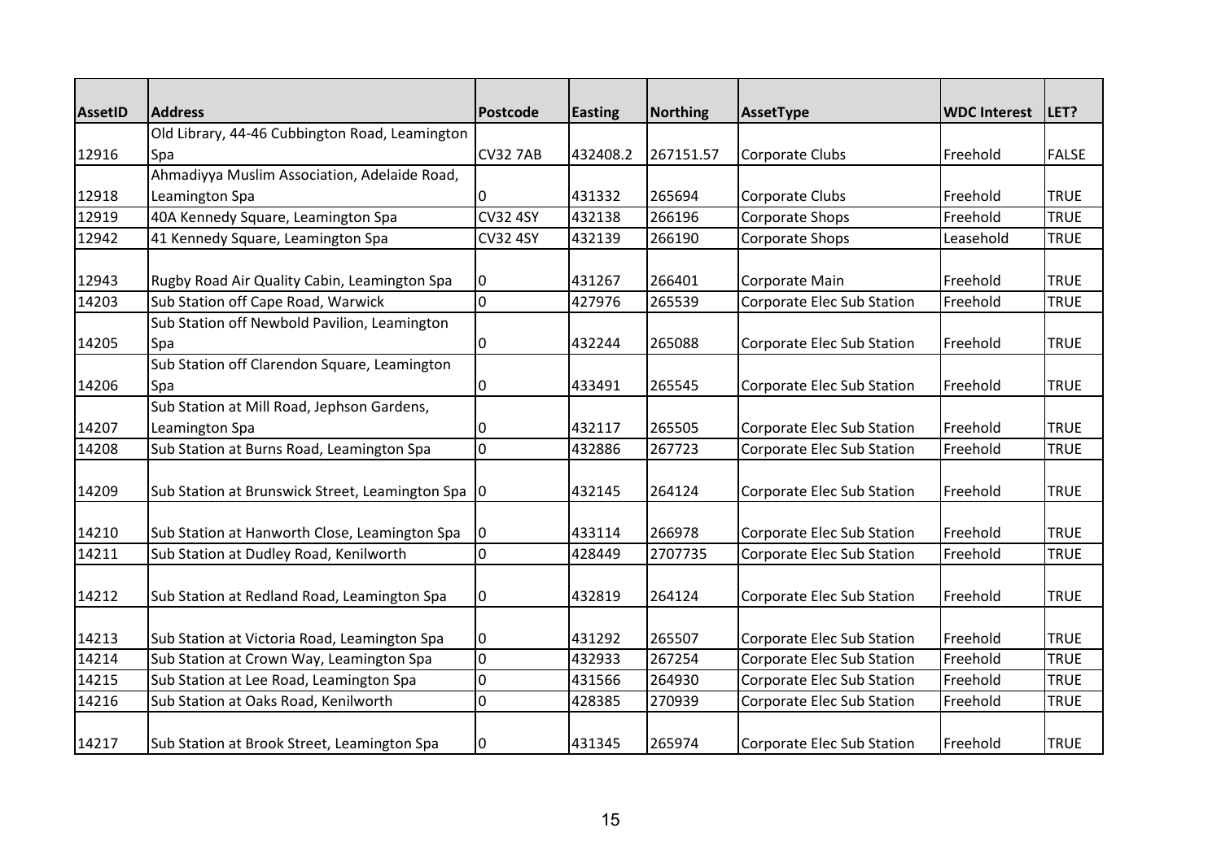| AssetID | Address | Postcode | Easting | Northing | AssetType | WDC Interest | LET? |
|---|---|---|---|---|---|---|---|
| 12916 | Old Library, 44-46 Cubbington Road, Leamington Spa | CV32 7AB | 432408.2 | 267151.57 | Corporate Clubs | Freehold | FALSE |
| 12918 | Ahmadiyya Muslim Association, Adelaide Road, Leamington Spa | 0 | 431332 | 265694 | Corporate Clubs | Freehold | TRUE |
| 12919 | 40A Kennedy Square, Leamington Spa | CV32 4SY | 432138 | 266196 | Corporate Shops | Freehold | TRUE |
| 12942 | 41 Kennedy Square, Leamington Spa | CV32 4SY | 432139 | 266190 | Corporate Shops | Leasehold | TRUE |
| 12943 | Rugby Road Air Quality Cabin, Leamington Spa | 0 | 431267 | 266401 | Corporate Main | Freehold | TRUE |
| 14203 | Sub Station off Cape Road, Warwick | 0 | 427976 | 265539 | Corporate Elec Sub Station | Freehold | TRUE |
| 14205 | Sub Station off Newbold Pavilion, Leamington Spa | 0 | 432244 | 265088 | Corporate Elec Sub Station | Freehold | TRUE |
| 14206 | Sub Station off Clarendon Square, Leamington Spa | 0 | 433491 | 265545 | Corporate Elec Sub Station | Freehold | TRUE |
| 14207 | Sub Station at Mill Road, Jephson Gardens, Leamington Spa | 0 | 432117 | 265505 | Corporate Elec Sub Station | Freehold | TRUE |
| 14208 | Sub Station at Burns Road, Leamington Spa | 0 | 432886 | 267723 | Corporate Elec Sub Station | Freehold | TRUE |
| 14209 | Sub Station at Brunswick Street, Leamington Spa | 0 | 432145 | 264124 | Corporate Elec Sub Station | Freehold | TRUE |
| 14210 | Sub Station at Hanworth Close, Leamington Spa | 0 | 433114 | 266978 | Corporate Elec Sub Station | Freehold | TRUE |
| 14211 | Sub Station at Dudley Road, Kenilworth | 0 | 428449 | 2707735 | Corporate Elec Sub Station | Freehold | TRUE |
| 14212 | Sub Station at Redland Road, Leamington Spa | 0 | 432819 | 264124 | Corporate Elec Sub Station | Freehold | TRUE |
| 14213 | Sub Station at Victoria Road, Leamington Spa | 0 | 431292 | 265507 | Corporate Elec Sub Station | Freehold | TRUE |
| 14214 | Sub Station at Crown Way, Leamington Spa | 0 | 432933 | 267254 | Corporate Elec Sub Station | Freehold | TRUE |
| 14215 | Sub Station at Lee Road, Leamington Spa | 0 | 431566 | 264930 | Corporate Elec Sub Station | Freehold | TRUE |
| 14216 | Sub Station at Oaks Road, Kenilworth | 0 | 428385 | 270939 | Corporate Elec Sub Station | Freehold | TRUE |
| 14217 | Sub Station at Brook Street, Leamington Spa | 0 | 431345 | 265974 | Corporate Elec Sub Station | Freehold | TRUE |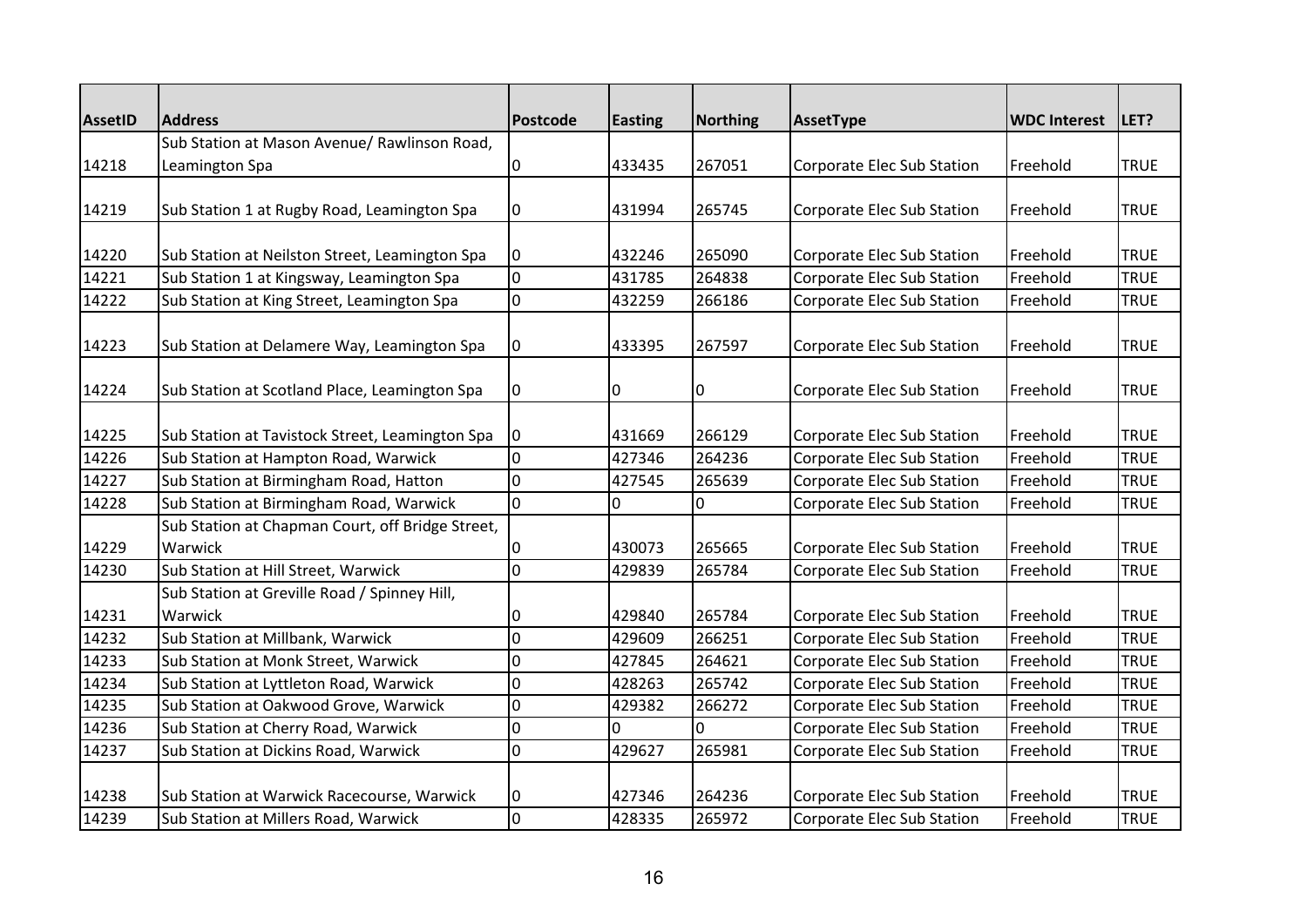| AssetID | Address | Postcode | Easting | Northing | AssetType | WDC Interest | LET? |
|---|---|---|---|---|---|---|---|
| 14218 | Sub Station at Mason Avenue/ Rawlinson Road, Leamington Spa | 0 | 433435 | 267051 | Corporate Elec Sub Station | Freehold | TRUE |
| 14219 | Sub Station 1 at Rugby Road, Leamington Spa | 0 | 431994 | 265745 | Corporate Elec Sub Station | Freehold | TRUE |
| 14220 | Sub Station at Neilston Street, Leamington Spa | 0 | 432246 | 265090 | Corporate Elec Sub Station | Freehold | TRUE |
| 14221 | Sub Station 1 at Kingsway, Leamington Spa | 0 | 431785 | 264838 | Corporate Elec Sub Station | Freehold | TRUE |
| 14222 | Sub Station at King Street, Leamington Spa | 0 | 432259 | 266186 | Corporate Elec Sub Station | Freehold | TRUE |
| 14223 | Sub Station at Delamere Way, Leamington Spa | 0 | 433395 | 267597 | Corporate Elec Sub Station | Freehold | TRUE |
| 14224 | Sub Station at Scotland Place, Leamington Spa | 0 | 0 | 0 | Corporate Elec Sub Station | Freehold | TRUE |
| 14225 | Sub Station at Tavistock Street, Leamington Spa | 0 | 431669 | 266129 | Corporate Elec Sub Station | Freehold | TRUE |
| 14226 | Sub Station at Hampton Road, Warwick | 0 | 427346 | 264236 | Corporate Elec Sub Station | Freehold | TRUE |
| 14227 | Sub Station at Birmingham Road, Hatton | 0 | 427545 | 265639 | Corporate Elec Sub Station | Freehold | TRUE |
| 14228 | Sub Station at Birmingham Road, Warwick | 0 | 0 | 0 | Corporate Elec Sub Station | Freehold | TRUE |
| 14229 | Sub Station at Chapman Court, off Bridge Street, Warwick | 0 | 430073 | 265665 | Corporate Elec Sub Station | Freehold | TRUE |
| 14230 | Sub Station at Hill Street, Warwick | 0 | 429839 | 265784 | Corporate Elec Sub Station | Freehold | TRUE |
| 14231 | Sub Station at Greville Road / Spinney Hill, Warwick | 0 | 429840 | 265784 | Corporate Elec Sub Station | Freehold | TRUE |
| 14232 | Sub Station at Millbank, Warwick | 0 | 429609 | 266251 | Corporate Elec Sub Station | Freehold | TRUE |
| 14233 | Sub Station at Monk Street, Warwick | 0 | 427845 | 264621 | Corporate Elec Sub Station | Freehold | TRUE |
| 14234 | Sub Station at Lyttleton Road, Warwick | 0 | 428263 | 265742 | Corporate Elec Sub Station | Freehold | TRUE |
| 14235 | Sub Station at Oakwood Grove, Warwick | 0 | 429382 | 266272 | Corporate Elec Sub Station | Freehold | TRUE |
| 14236 | Sub Station at Cherry Road, Warwick | 0 | 0 | 0 | Corporate Elec Sub Station | Freehold | TRUE |
| 14237 | Sub Station at Dickins Road, Warwick | 0 | 429627 | 265981 | Corporate Elec Sub Station | Freehold | TRUE |
| 14238 | Sub Station at Warwick Racecourse, Warwick | 0 | 427346 | 264236 | Corporate Elec Sub Station | Freehold | TRUE |
| 14239 | Sub Station at Millers Road, Warwick | 0 | 428335 | 265972 | Corporate Elec Sub Station | Freehold | TRUE |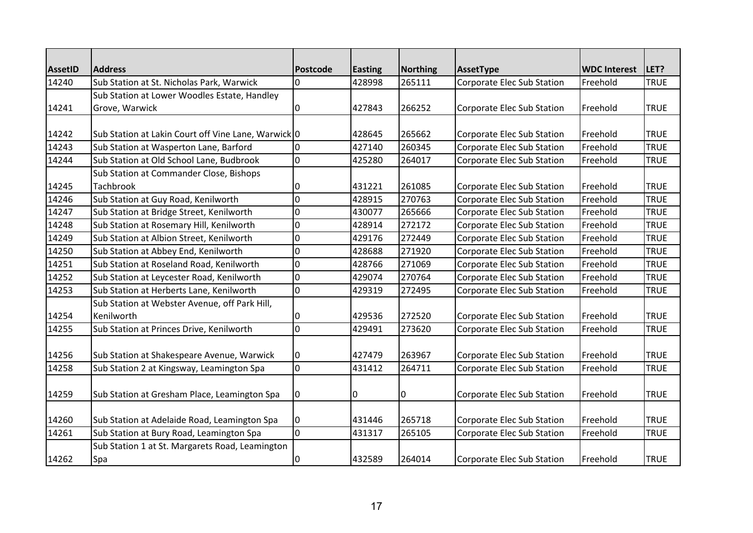| AssetID | Address | Postcode | Easting | Northing | AssetType | WDC Interest | LET? |
|---|---|---|---|---|---|---|---|
| 14240 | Sub Station at St. Nicholas Park, Warwick | 0 | 428998 | 265111 | Corporate Elec Sub Station | Freehold | TRUE |
| 14241 | Sub Station at Lower Woodles Estate, Handley Grove, Warwick | 0 | 427843 | 266252 | Corporate Elec Sub Station | Freehold | TRUE |
| 14242 | Sub Station at Lakin Court off Vine Lane, Warwick | 0 | 428645 | 265662 | Corporate Elec Sub Station | Freehold | TRUE |
| 14243 | Sub Station at Wasperton Lane, Barford | 0 | 427140 | 260345 | Corporate Elec Sub Station | Freehold | TRUE |
| 14244 | Sub Station at Old School Lane, Budbrook | 0 | 425280 | 264017 | Corporate Elec Sub Station | Freehold | TRUE |
| 14245 | Sub Station at Commander Close, Bishops Tachbrook | 0 | 431221 | 261085 | Corporate Elec Sub Station | Freehold | TRUE |
| 14246 | Sub Station at Guy Road, Kenilworth | 0 | 428915 | 270763 | Corporate Elec Sub Station | Freehold | TRUE |
| 14247 | Sub Station at Bridge Street, Kenilworth | 0 | 430077 | 265666 | Corporate Elec Sub Station | Freehold | TRUE |
| 14248 | Sub Station at Rosemary Hill, Kenilworth | 0 | 428914 | 272172 | Corporate Elec Sub Station | Freehold | TRUE |
| 14249 | Sub Station at Albion Street, Kenilworth | 0 | 429176 | 272449 | Corporate Elec Sub Station | Freehold | TRUE |
| 14250 | Sub Station at Abbey End, Kenilworth | 0 | 428688 | 271920 | Corporate Elec Sub Station | Freehold | TRUE |
| 14251 | Sub Station at Roseland Road, Kenilworth | 0 | 428766 | 271069 | Corporate Elec Sub Station | Freehold | TRUE |
| 14252 | Sub Station at Leycester Road, Kenilworth | 0 | 429074 | 270764 | Corporate Elec Sub Station | Freehold | TRUE |
| 14253 | Sub Station at Herberts Lane, Kenilworth | 0 | 429319 | 272495 | Corporate Elec Sub Station | Freehold | TRUE |
| 14254 | Sub Station at Webster Avenue, off Park Hill, Kenilworth | 0 | 429536 | 272520 | Corporate Elec Sub Station | Freehold | TRUE |
| 14255 | Sub Station at Princes Drive, Kenilworth | 0 | 429491 | 273620 | Corporate Elec Sub Station | Freehold | TRUE |
| 14256 | Sub Station at Shakespeare Avenue, Warwick | 0 | 427479 | 263967 | Corporate Elec Sub Station | Freehold | TRUE |
| 14258 | Sub Station 2 at Kingsway, Leamington Spa | 0 | 431412 | 264711 | Corporate Elec Sub Station | Freehold | TRUE |
| 14259 | Sub Station at Gresham Place, Leamington Spa | 0 | 0 | 0 | Corporate Elec Sub Station | Freehold | TRUE |
| 14260 | Sub Station at Adelaide Road, Leamington Spa | 0 | 431446 | 265718 | Corporate Elec Sub Station | Freehold | TRUE |
| 14261 | Sub Station at Bury Road, Leamington Spa | 0 | 431317 | 265105 | Corporate Elec Sub Station | Freehold | TRUE |
| 14262 | Sub Station 1 at St. Margarets Road, Leamington Spa | 0 | 432589 | 264014 | Corporate Elec Sub Station | Freehold | TRUE |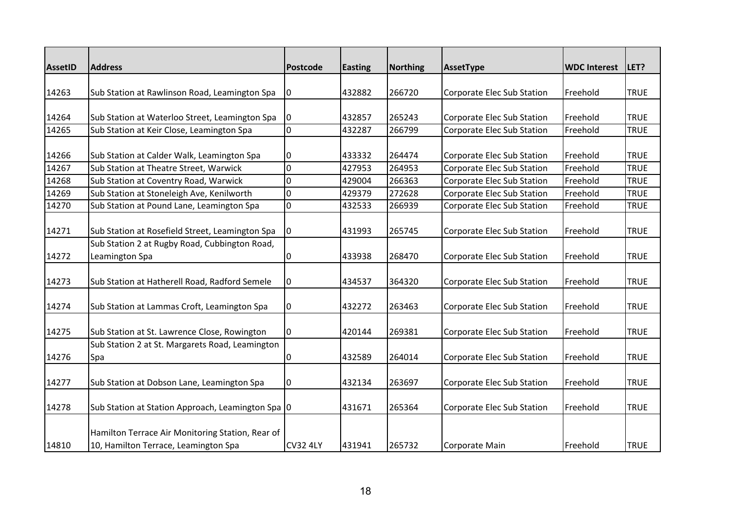| AssetID | Address | Postcode | Easting | Northing | AssetType | WDC Interest | LET? |
|---|---|---|---|---|---|---|---|
| 14263 | Sub Station at Rawlinson Road, Leamington Spa | 0 | 432882 | 266720 | Corporate Elec Sub Station | Freehold | TRUE |
| 14264 | Sub Station at Waterloo Street, Leamington Spa | 0 | 432857 | 265243 | Corporate Elec Sub Station | Freehold | TRUE |
| 14265 | Sub Station at Keir Close, Leamington Spa | 0 | 432287 | 266799 | Corporate Elec Sub Station | Freehold | TRUE |
| 14266 | Sub Station at Calder Walk, Leamington Spa | 0 | 433332 | 264474 | Corporate Elec Sub Station | Freehold | TRUE |
| 14267 | Sub Station at Theatre Street, Warwick | 0 | 427953 | 264953 | Corporate Elec Sub Station | Freehold | TRUE |
| 14268 | Sub Station at Coventry Road, Warwick | 0 | 429004 | 266363 | Corporate Elec Sub Station | Freehold | TRUE |
| 14269 | Sub Station at Stoneleigh Ave, Kenilworth | 0 | 429379 | 272628 | Corporate Elec Sub Station | Freehold | TRUE |
| 14270 | Sub Station at Pound Lane, Leamington Spa | 0 | 432533 | 266939 | Corporate Elec Sub Station | Freehold | TRUE |
| 14271 | Sub Station at Rosefield Street, Leamington Spa | 0 | 431993 | 265745 | Corporate Elec Sub Station | Freehold | TRUE |
| 14272 | Sub Station 2 at Rugby Road, Cubbington Road, Leamington Spa | 0 | 433938 | 268470 | Corporate Elec Sub Station | Freehold | TRUE |
| 14273 | Sub Station at Hatherell Road, Radford Semele | 0 | 434537 | 364320 | Corporate Elec Sub Station | Freehold | TRUE |
| 14274 | Sub Station at Lammas Croft, Leamington Spa | 0 | 432272 | 263463 | Corporate Elec Sub Station | Freehold | TRUE |
| 14275 | Sub Station at St. Lawrence Close, Rowington | 0 | 420144 | 269381 | Corporate Elec Sub Station | Freehold | TRUE |
| 14276 | Sub Station 2 at St. Margarets Road, Leamington Spa | 0 | 432589 | 264014 | Corporate Elec Sub Station | Freehold | TRUE |
| 14277 | Sub Station at Dobson Lane, Leamington Spa | 0 | 432134 | 263697 | Corporate Elec Sub Station | Freehold | TRUE |
| 14278 | Sub Station at Station Approach, Leamington Spa | 0 | 431671 | 265364 | Corporate Elec Sub Station | Freehold | TRUE |
| 14810 | Hamilton Terrace Air Monitoring Station, Rear of 10, Hamilton Terrace, Leamington Spa | CV32 4LY | 431941 | 265732 | Corporate Main | Freehold | TRUE |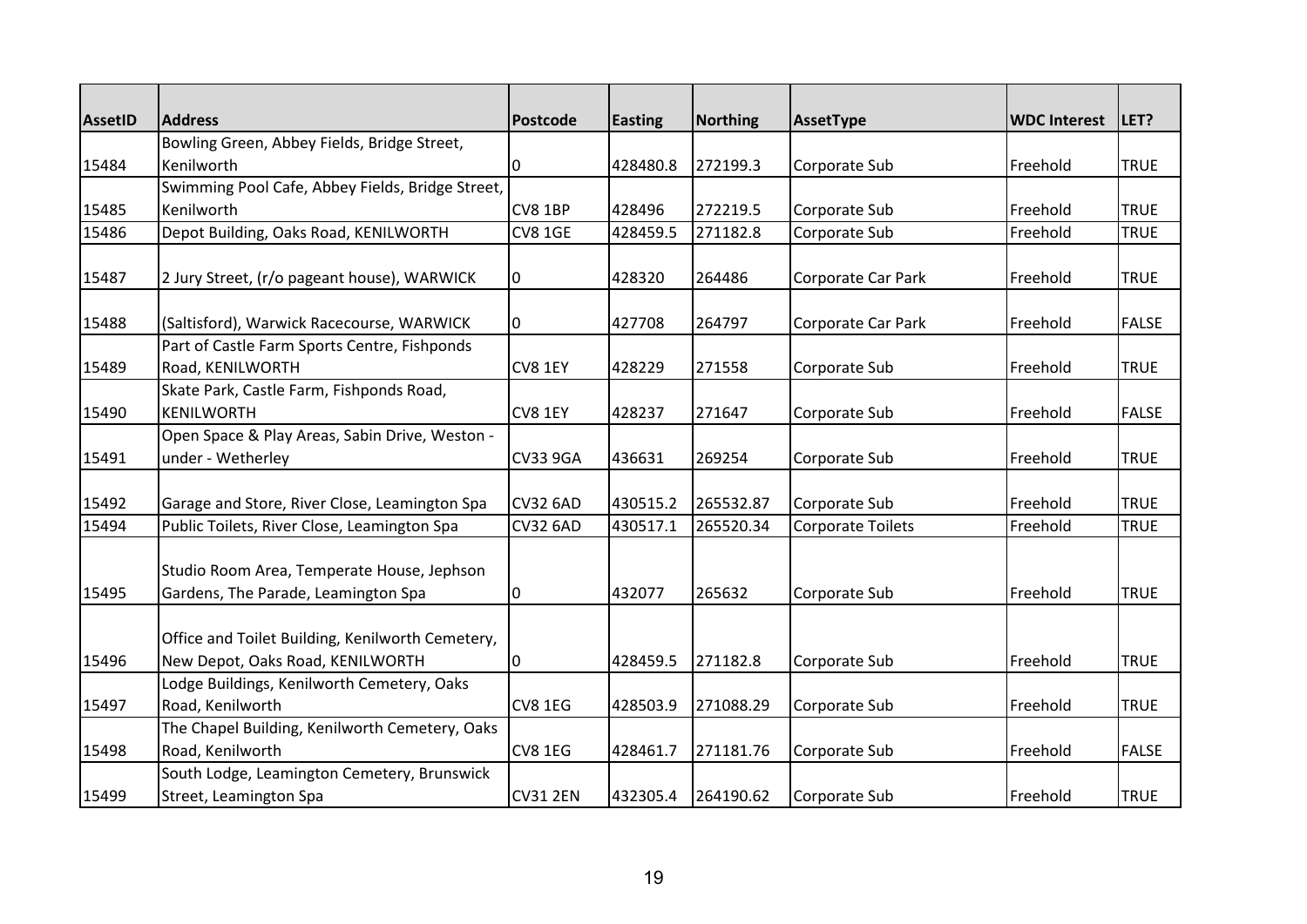| AssetID | Address | Postcode | Easting | Northing | AssetType | WDC Interest | LET? |
|---|---|---|---|---|---|---|---|
| 15484 | Bowling Green, Abbey Fields, Bridge Street, Kenilworth | 0 | 428480.8 | 272199.3 | Corporate Sub | Freehold | TRUE |
| 15485 | Swimming Pool Cafe, Abbey Fields, Bridge Street, Kenilworth | CV8 1BP | 428496 | 272219.5 | Corporate Sub | Freehold | TRUE |
| 15486 | Depot Building, Oaks Road, KENILWORTH | CV8 1GE | 428459.5 | 271182.8 | Corporate Sub | Freehold | TRUE |
| 15487 | 2 Jury Street, (r/o pageant house), WARWICK | 0 | 428320 | 264486 | Corporate Car Park | Freehold | TRUE |
| 15488 | (Saltisford), Warwick Racecourse, WARWICK | 0 | 427708 | 264797 | Corporate Car Park | Freehold | FALSE |
| 15489 | Part of Castle Farm Sports Centre, Fishponds Road, KENILWORTH | CV8 1EY | 428229 | 271558 | Corporate Sub | Freehold | TRUE |
| 15490 | Skate Park, Castle Farm, Fishponds Road, KENILWORTH | CV8 1EY | 428237 | 271647 | Corporate Sub | Freehold | FALSE |
| 15491 | Open Space & Play Areas, Sabin Drive, Weston - under - Wetherley | CV33 9GA | 436631 | 269254 | Corporate Sub | Freehold | TRUE |
| 15492 | Garage and Store, River Close, Leamington Spa | CV32 6AD | 430515.2 | 265532.87 | Corporate Sub | Freehold | TRUE |
| 15494 | Public Toilets, River Close, Leamington Spa | CV32 6AD | 430517.1 | 265520.34 | Corporate Toilets | Freehold | TRUE |
| 15495 | Studio Room Area, Temperate House, Jephson Gardens, The Parade, Leamington Spa | 0 | 432077 | 265632 | Corporate Sub | Freehold | TRUE |
| 15496 | Office and Toilet Building, Kenilworth Cemetery, New Depot, Oaks Road, KENILWORTH | 0 | 428459.5 | 271182.8 | Corporate Sub | Freehold | TRUE |
| 15497 | Lodge Buildings, Kenilworth Cemetery, Oaks Road, Kenilworth | CV8 1EG | 428503.9 | 271088.29 | Corporate Sub | Freehold | TRUE |
| 15498 | The Chapel Building, Kenilworth Cemetery, Oaks Road, Kenilworth | CV8 1EG | 428461.7 | 271181.76 | Corporate Sub | Freehold | FALSE |
| 15499 | South Lodge, Leamington Cemetery, Brunswick Street, Leamington Spa | CV31 2EN | 432305.4 | 264190.62 | Corporate Sub | Freehold | TRUE |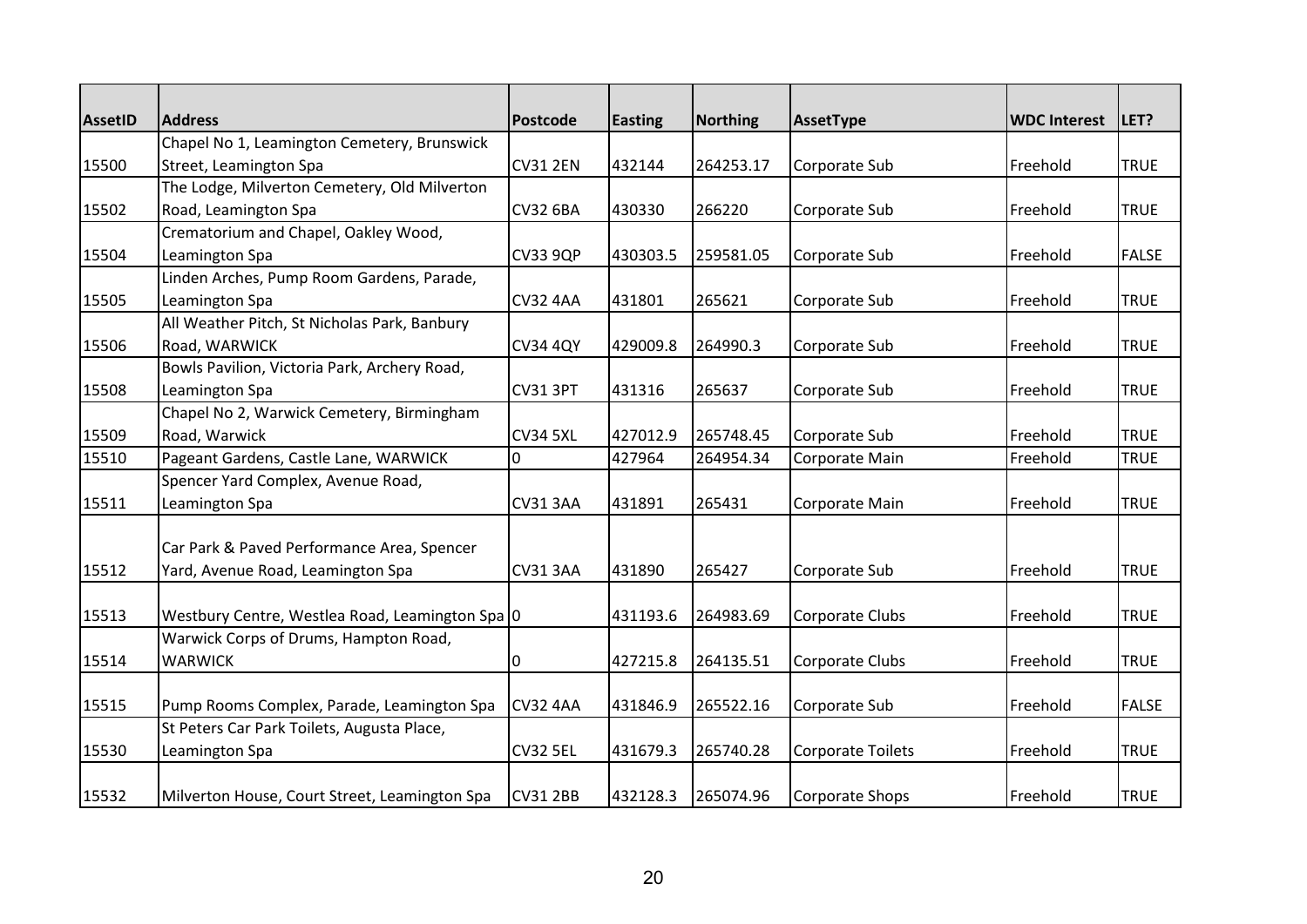| AssetID | Address | Postcode | Easting | Northing | AssetType | WDC Interest | LET? |
|---|---|---|---|---|---|---|---|
| 15500 | Chapel No 1, Leamington Cemetery, Brunswick Street, Leamington Spa | CV31 2EN | 432144 | 264253.17 | Corporate Sub | Freehold | TRUE |
| 15502 | The Lodge, Milverton Cemetery, Old Milverton Road, Leamington Spa | CV32 6BA | 430330 | 266220 | Corporate Sub | Freehold | TRUE |
| 15504 | Crematorium and Chapel, Oakley Wood, Leamington Spa | CV33 9QP | 430303.5 | 259581.05 | Corporate Sub | Freehold | FALSE |
| 15505 | Linden Arches, Pump Room Gardens, Parade, Leamington Spa | CV32 4AA | 431801 | 265621 | Corporate Sub | Freehold | TRUE |
| 15506 | All Weather Pitch, St Nicholas Park, Banbury Road, WARWICK | CV34 4QY | 429009.8 | 264990.3 | Corporate Sub | Freehold | TRUE |
| 15508 | Bowls Pavilion, Victoria Park, Archery Road, Leamington Spa | CV31 3PT | 431316 | 265637 | Corporate Sub | Freehold | TRUE |
| 15509 | Chapel No 2, Warwick Cemetery, Birmingham Road, Warwick | CV34 5XL | 427012.9 | 265748.45 | Corporate Sub | Freehold | TRUE |
| 15510 | Pageant Gardens, Castle Lane, WARWICK | 0 | 427964 | 264954.34 | Corporate Main | Freehold | TRUE |
| 15511 | Spencer Yard Complex, Avenue Road, Leamington Spa | CV31 3AA | 431891 | 265431 | Corporate Main | Freehold | TRUE |
| 15512 | Car Park & Paved Performance Area, Spencer Yard, Avenue Road, Leamington Spa | CV31 3AA | 431890 | 265427 | Corporate Sub | Freehold | TRUE |
| 15513 | Westbury Centre, Westlea Road, Leamington Spa | 0 | 431193.6 | 264983.69 | Corporate Clubs | Freehold | TRUE |
| 15514 | Warwick Corps of Drums, Hampton Road, WARWICK | 0 | 427215.8 | 264135.51 | Corporate Clubs | Freehold | TRUE |
| 15515 | Pump Rooms Complex, Parade, Leamington Spa | CV32 4AA | 431846.9 | 265522.16 | Corporate Sub | Freehold | FALSE |
| 15530 | St Peters Car Park Toilets, Augusta Place, Leamington Spa | CV32 5EL | 431679.3 | 265740.28 | Corporate Toilets | Freehold | TRUE |
| 15532 | Milverton House, Court Street, Leamington Spa | CV31 2BB | 432128.3 | 265074.96 | Corporate Shops | Freehold | TRUE |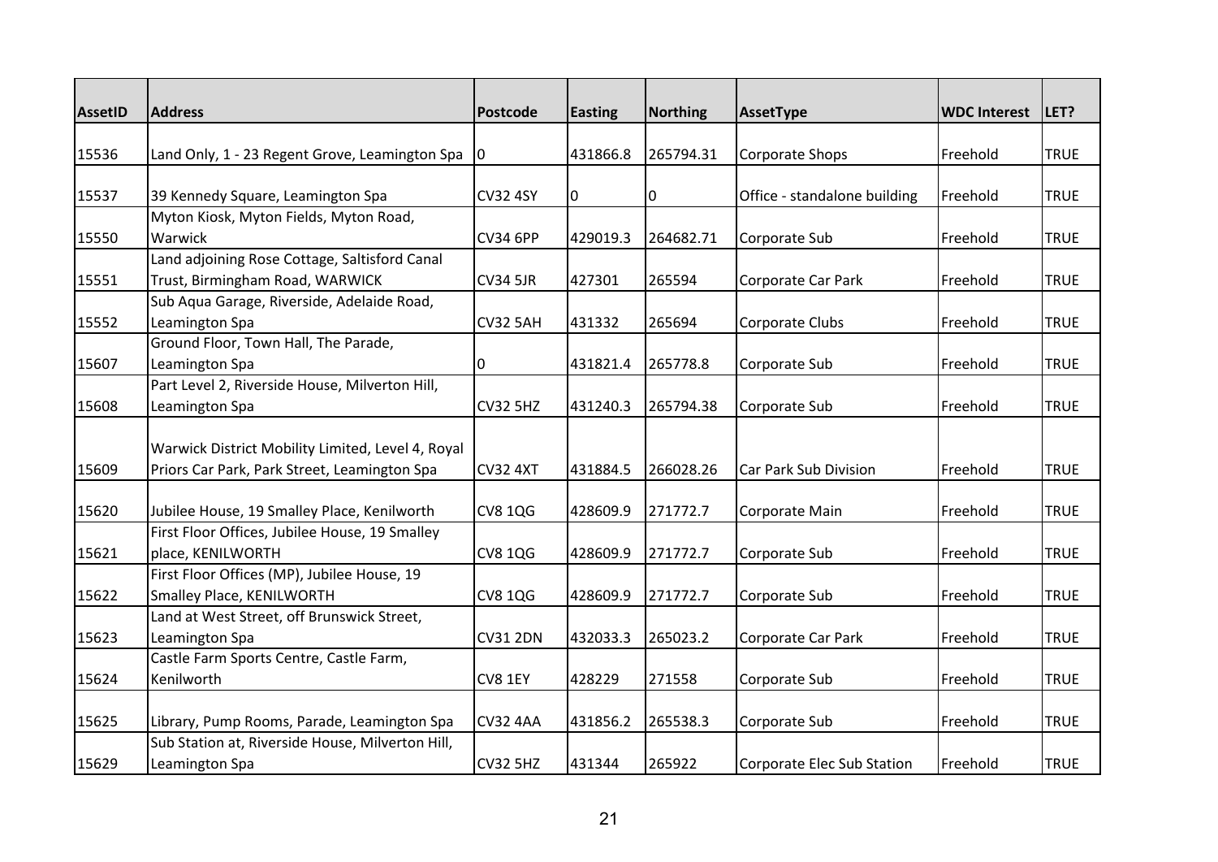| AssetID | Address | Postcode | Easting | Northing | AssetType | WDC Interest | LET? |
|---|---|---|---|---|---|---|---|
| 15536 | Land Only, 1 - 23 Regent Grove, Leamington Spa | 0 | 431866.8 | 265794.31 | Corporate Shops | Freehold | TRUE |
| 15537 | 39 Kennedy Square, Leamington Spa | CV32 4SY | 0 | 0 | Office - standalone building | Freehold | TRUE |
| 15550 | Myton Kiosk, Myton Fields, Myton Road, Warwick | CV34 6PP | 429019.3 | 264682.71 | Corporate Sub | Freehold | TRUE |
| 15551 | Land adjoining Rose Cottage, Saltisford Canal Trust, Birmingham Road, WARWICK | CV34 5JR | 427301 | 265594 | Corporate Car Park | Freehold | TRUE |
| 15552 | Sub Aqua Garage, Riverside, Adelaide Road, Leamington Spa | CV32 5AH | 431332 | 265694 | Corporate Clubs | Freehold | TRUE |
| 15607 | Ground Floor, Town Hall, The Parade, Leamington Spa | 0 | 431821.4 | 265778.8 | Corporate Sub | Freehold | TRUE |
| 15608 | Part Level 2, Riverside House, Milverton Hill, Leamington Spa | CV32 5HZ | 431240.3 | 265794.38 | Corporate Sub | Freehold | TRUE |
| 15609 | Warwick District Mobility Limited, Level 4, Royal Priors Car Park, Park Street, Leamington Spa | CV32 4XT | 431884.5 | 266028.26 | Car Park Sub Division | Freehold | TRUE |
| 15620 | Jubilee House, 19 Smalley Place, Kenilworth | CV8 1QG | 428609.9 | 271772.7 | Corporate Main | Freehold | TRUE |
| 15621 | First Floor Offices, Jubilee House, 19 Smalley place, KENILWORTH | CV8 1QG | 428609.9 | 271772.7 | Corporate Sub | Freehold | TRUE |
| 15622 | First Floor Offices (MP), Jubilee House, 19 Smalley Place, KENILWORTH | CV8 1QG | 428609.9 | 271772.7 | Corporate Sub | Freehold | TRUE |
| 15623 | Land at West Street, off Brunswick Street, Leamington Spa | CV31 2DN | 432033.3 | 265023.2 | Corporate Car Park | Freehold | TRUE |
| 15624 | Castle Farm Sports Centre, Castle Farm, Kenilworth | CV8 1EY | 428229 | 271558 | Corporate Sub | Freehold | TRUE |
| 15625 | Library, Pump Rooms, Parade, Leamington Spa | CV32 4AA | 431856.2 | 265538.3 | Corporate Sub | Freehold | TRUE |
| 15629 | Sub Station at, Riverside House, Milverton Hill, Leamington Spa | CV32 5HZ | 431344 | 265922 | Corporate Elec Sub Station | Freehold | TRUE |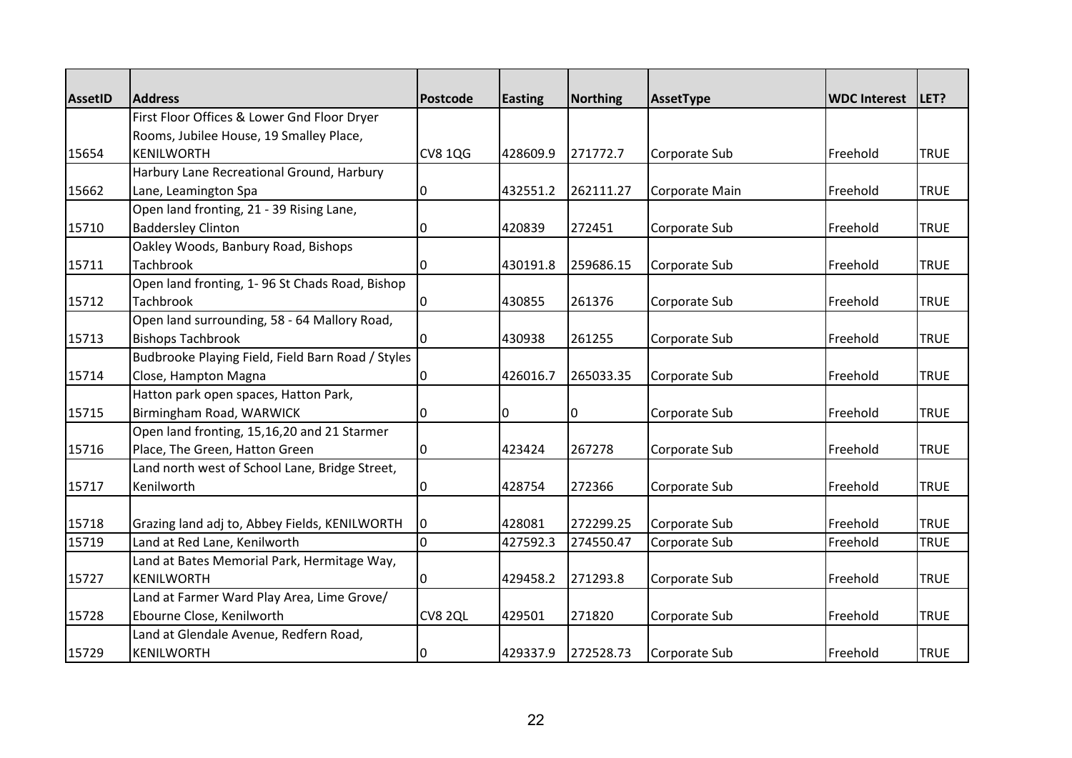| AssetID | Address | Postcode | Easting | Northing | AssetType | WDC Interest | LET? |
|---|---|---|---|---|---|---|---|
| 15654 | First Floor Offices & Lower Gnd Floor Dryer Rooms, Jubilee House, 19 Smalley Place, KENILWORTH | CV8 1QG | 428609.9 | 271772.7 | Corporate Sub | Freehold | TRUE |
| 15662 | Harbury Lane Recreational Ground, Harbury Lane, Leamington Spa | 0 | 432551.2 | 262111.27 | Corporate Main | Freehold | TRUE |
| 15710 | Open land fronting, 21 - 39 Rising Lane, Baddersley Clinton | 0 | 420839 | 272451 | Corporate Sub | Freehold | TRUE |
| 15711 | Oakley Woods, Banbury Road, Bishops Tachbrook | 0 | 430191.8 | 259686.15 | Corporate Sub | Freehold | TRUE |
| 15712 | Open land fronting, 1- 96 St Chads Road, Bishop Tachbrook | 0 | 430855 | 261376 | Corporate Sub | Freehold | TRUE |
| 15713 | Open land surrounding, 58 - 64 Mallory Road, Bishops Tachbrook | 0 | 430938 | 261255 | Corporate Sub | Freehold | TRUE |
| 15714 | Budbrooke Playing Field, Field Barn Road / Styles Close, Hampton Magna | 0 | 426016.7 | 265033.35 | Corporate Sub | Freehold | TRUE |
| 15715 | Hatton park open spaces, Hatton Park, Birmingham Road, WARWICK | 0 | 0 | 0 | Corporate Sub | Freehold | TRUE |
| 15716 | Open land fronting, 15,16,20 and 21 Starmer Place, The Green, Hatton Green | 0 | 423424 | 267278 | Corporate Sub | Freehold | TRUE |
| 15717 | Land north west of School Lane, Bridge Street, Kenilworth | 0 | 428754 | 272366 | Corporate Sub | Freehold | TRUE |
| 15718 | Grazing land adj to, Abbey Fields, KENILWORTH | 0 | 428081 | 272299.25 | Corporate Sub | Freehold | TRUE |
| 15719 | Land at Red Lane, Kenilworth | 0 | 427592.3 | 274550.47 | Corporate Sub | Freehold | TRUE |
| 15727 | Land at Bates Memorial Park, Hermitage Way, KENILWORTH | 0 | 429458.2 | 271293.8 | Corporate Sub | Freehold | TRUE |
| 15728 | Land at Farmer Ward Play Area, Lime Grove/ Ebourne Close, Kenilworth | CV8 2QL | 429501 | 271820 | Corporate Sub | Freehold | TRUE |
| 15729 | Land at Glendale Avenue, Redfern Road, KENILWORTH | 0 | 429337.9 | 272528.73 | Corporate Sub | Freehold | TRUE |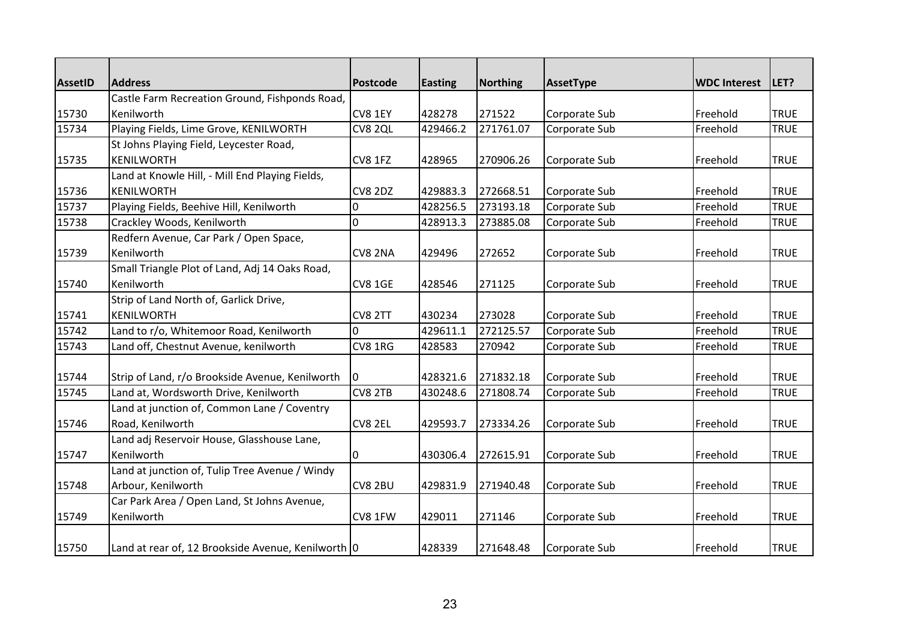| AssetID | Address | Postcode | Easting | Northing | AssetType | WDC Interest | LET? |
|---|---|---|---|---|---|---|---|
| 15730 | Castle Farm Recreation Ground, Fishponds Road, Kenilworth | CV8 1EY | 428278 | 271522 | Corporate Sub | Freehold | TRUE |
| 15734 | Playing Fields, Lime Grove, KENILWORTH | CV8 2QL | 429466.2 | 271761.07 | Corporate Sub | Freehold | TRUE |
| 15735 | St Johns Playing Field, Leycester Road, KENILWORTH | CV8 1FZ | 428965 | 270906.26 | Corporate Sub | Freehold | TRUE |
| 15736 | Land at Knowle Hill, - Mill End Playing Fields, KENILWORTH | CV8 2DZ | 429883.3 | 272668.51 | Corporate Sub | Freehold | TRUE |
| 15737 | Playing Fields, Beehive Hill, Kenilworth | 0 | 428256.5 | 273193.18 | Corporate Sub | Freehold | TRUE |
| 15738 | Crackley Woods, Kenilworth | 0 | 428913.3 | 273885.08 | Corporate Sub | Freehold | TRUE |
| 15739 | Redfern Avenue, Car Park / Open Space, Kenilworth | CV8 2NA | 429496 | 272652 | Corporate Sub | Freehold | TRUE |
| 15740 | Small Triangle Plot of Land, Adj 14 Oaks Road, Kenilworth | CV8 1GE | 428546 | 271125 | Corporate Sub | Freehold | TRUE |
| 15741 | Strip of Land North of, Garlick Drive, KENILWORTH | CV8 2TT | 430234 | 273028 | Corporate Sub | Freehold | TRUE |
| 15742 | Land to r/o, Whitemoor Road, Kenilworth | 0 | 429611.1 | 272125.57 | Corporate Sub | Freehold | TRUE |
| 15743 | Land off, Chestnut Avenue, kenilworth | CV8 1RG | 428583 | 270942 | Corporate Sub | Freehold | TRUE |
| 15744 | Strip of Land, r/o Brookside Avenue, Kenilworth | 0 | 428321.6 | 271832.18 | Corporate Sub | Freehold | TRUE |
| 15745 | Land at, Wordsworth Drive, Kenilworth | CV8 2TB | 430248.6 | 271808.74 | Corporate Sub | Freehold | TRUE |
| 15746 | Land at junction of, Common Lane / Coventry Road, Kenilworth | CV8 2EL | 429593.7 | 273334.26 | Corporate Sub | Freehold | TRUE |
| 15747 | Land adj Reservoir House, Glasshouse Lane, Kenilworth | 0 | 430306.4 | 272615.91 | Corporate Sub | Freehold | TRUE |
| 15748 | Land at junction of, Tulip Tree Avenue / Windy Arbour, Kenilworth | CV8 2BU | 429831.9 | 271940.48 | Corporate Sub | Freehold | TRUE |
| 15749 | Car Park Area / Open Land, St Johns Avenue, Kenilworth | CV8 1FW | 429011 | 271146 | Corporate Sub | Freehold | TRUE |
| 15750 | Land at rear of, 12 Brookside Avenue, Kenilworth | 0 | 428339 | 271648.48 | Corporate Sub | Freehold | TRUE |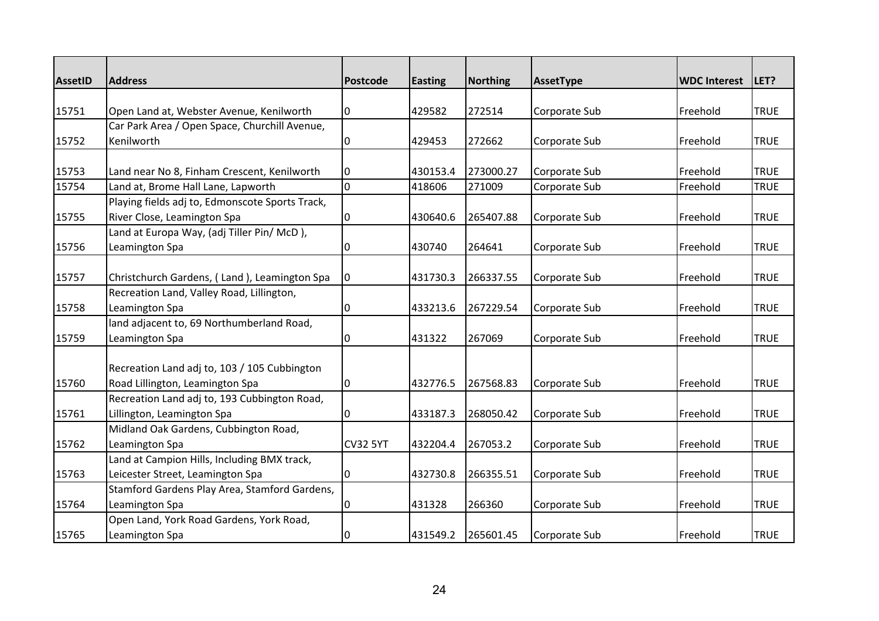| AssetID | Address | Postcode | Easting | Northing | AssetType | WDC Interest | LET? |
|---|---|---|---|---|---|---|---|
| 15751 | Open Land at, Webster Avenue, Kenilworth | 0 | 429582 | 272514 | Corporate Sub | Freehold | TRUE |
| 15752 | Car Park Area / Open Space, Churchill Avenue, Kenilworth | 0 | 429453 | 272662 | Corporate Sub | Freehold | TRUE |
| 15753 | Land near No 8, Finham Crescent, Kenilworth | 0 | 430153.4 | 273000.27 | Corporate Sub | Freehold | TRUE |
| 15754 | Land at, Brome Hall Lane, Lapworth | 0 | 418606 | 271009 | Corporate Sub | Freehold | TRUE |
| 15755 | Playing fields adj to, Edmonscote Sports Track, River Close, Leamington Spa | 0 | 430640.6 | 265407.88 | Corporate Sub | Freehold | TRUE |
| 15756 | Land at Europa Way, (adj Tiller Pin/ McD ), Leamington Spa | 0 | 430740 | 264641 | Corporate Sub | Freehold | TRUE |
| 15757 | Christchurch Gardens, ( Land ), Leamington Spa | 0 | 431730.3 | 266337.55 | Corporate Sub | Freehold | TRUE |
| 15758 | Recreation Land, Valley Road, Lillington, Leamington Spa | 0 | 433213.6 | 267229.54 | Corporate Sub | Freehold | TRUE |
| 15759 | land adjacent to, 69 Northumberland Road, Leamington Spa | 0 | 431322 | 267069 | Corporate Sub | Freehold | TRUE |
| 15760 | Recreation Land adj to, 103 / 105 Cubbington Road Lillington, Leamington Spa | 0 | 432776.5 | 267568.83 | Corporate Sub | Freehold | TRUE |
| 15761 | Recreation Land adj to, 193 Cubbington Road, Lillington, Leamington Spa | 0 | 433187.3 | 268050.42 | Corporate Sub | Freehold | TRUE |
| 15762 | Midland Oak Gardens, Cubbington Road, Leamington Spa | CV32 5YT | 432204.4 | 267053.2 | Corporate Sub | Freehold | TRUE |
| 15763 | Land at Campion Hills, Including BMX track, Leicester Street, Leamington Spa | 0 | 432730.8 | 266355.51 | Corporate Sub | Freehold | TRUE |
| 15764 | Stamford Gardens Play Area, Stamford Gardens, Leamington Spa | 0 | 431328 | 266360 | Corporate Sub | Freehold | TRUE |
| 15765 | Open Land, York Road Gardens, York Road, Leamington Spa | 0 | 431549.2 | 265601.45 | Corporate Sub | Freehold | TRUE |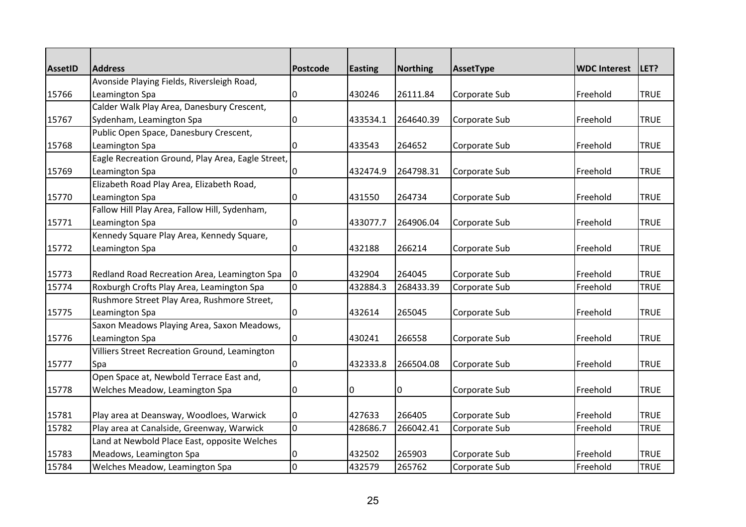| AssetID | Address | Postcode | Easting | Northing | AssetType | WDC Interest | LET? |
|---|---|---|---|---|---|---|---|
| 15766 | Avonside Playing Fields, Riversleigh Road, Leamington Spa | 0 | 430246 | 26111.84 | Corporate Sub | Freehold | TRUE |
| 15767 | Calder Walk Play Area, Danesbury Crescent, Sydenham, Leamington Spa | 0 | 433534.1 | 264640.39 | Corporate Sub | Freehold | TRUE |
| 15768 | Public Open Space, Danesbury Crescent, Leamington Spa | 0 | 433543 | 264652 | Corporate Sub | Freehold | TRUE |
| 15769 | Eagle Recreation Ground, Play Area, Eagle Street, Leamington Spa | 0 | 432474.9 | 264798.31 | Corporate Sub | Freehold | TRUE |
| 15770 | Elizabeth Road Play Area, Elizabeth Road, Leamington Spa | 0 | 431550 | 264734 | Corporate Sub | Freehold | TRUE |
| 15771 | Fallow Hill Play Area, Fallow Hill, Sydenham, Leamington Spa | 0 | 433077.7 | 264906.04 | Corporate Sub | Freehold | TRUE |
| 15772 | Kennedy Square Play Area, Kennedy Square, Leamington Spa | 0 | 432188 | 266214 | Corporate Sub | Freehold | TRUE |
| 15773 | Redland Road Recreation Area, Leamington Spa | 0 | 432904 | 264045 | Corporate Sub | Freehold | TRUE |
| 15774 | Roxburgh Crofts Play Area, Leamington Spa | 0 | 432884.3 | 268433.39 | Corporate Sub | Freehold | TRUE |
| 15775 | Rushmore Street Play Area, Rushmore Street, Leamington Spa | 0 | 432614 | 265045 | Corporate Sub | Freehold | TRUE |
| 15776 | Saxon Meadows Playing Area, Saxon Meadows, Leamington Spa | 0 | 430241 | 266558 | Corporate Sub | Freehold | TRUE |
| 15777 | Villiers Street Recreation Ground, Leamington Spa | 0 | 432333.8 | 266504.08 | Corporate Sub | Freehold | TRUE |
| 15778 | Open Space at, Newbold Terrace East and, Welches Meadow, Leamington Spa | 0 | 0 | 0 | Corporate Sub | Freehold | TRUE |
| 15781 | Play area at Deansway, Woodloes, Warwick | 0 | 427633 | 266405 | Corporate Sub | Freehold | TRUE |
| 15782 | Play area at Canalside, Greenway, Warwick | 0 | 428686.7 | 266042.41 | Corporate Sub | Freehold | TRUE |
| 15783 | Land at Newbold Place East, opposite Welches Meadows, Leamington Spa | 0 | 432502 | 265903 | Corporate Sub | Freehold | TRUE |
| 15784 | Welches Meadow, Leamington Spa | 0 | 432579 | 265762 | Corporate Sub | Freehold | TRUE |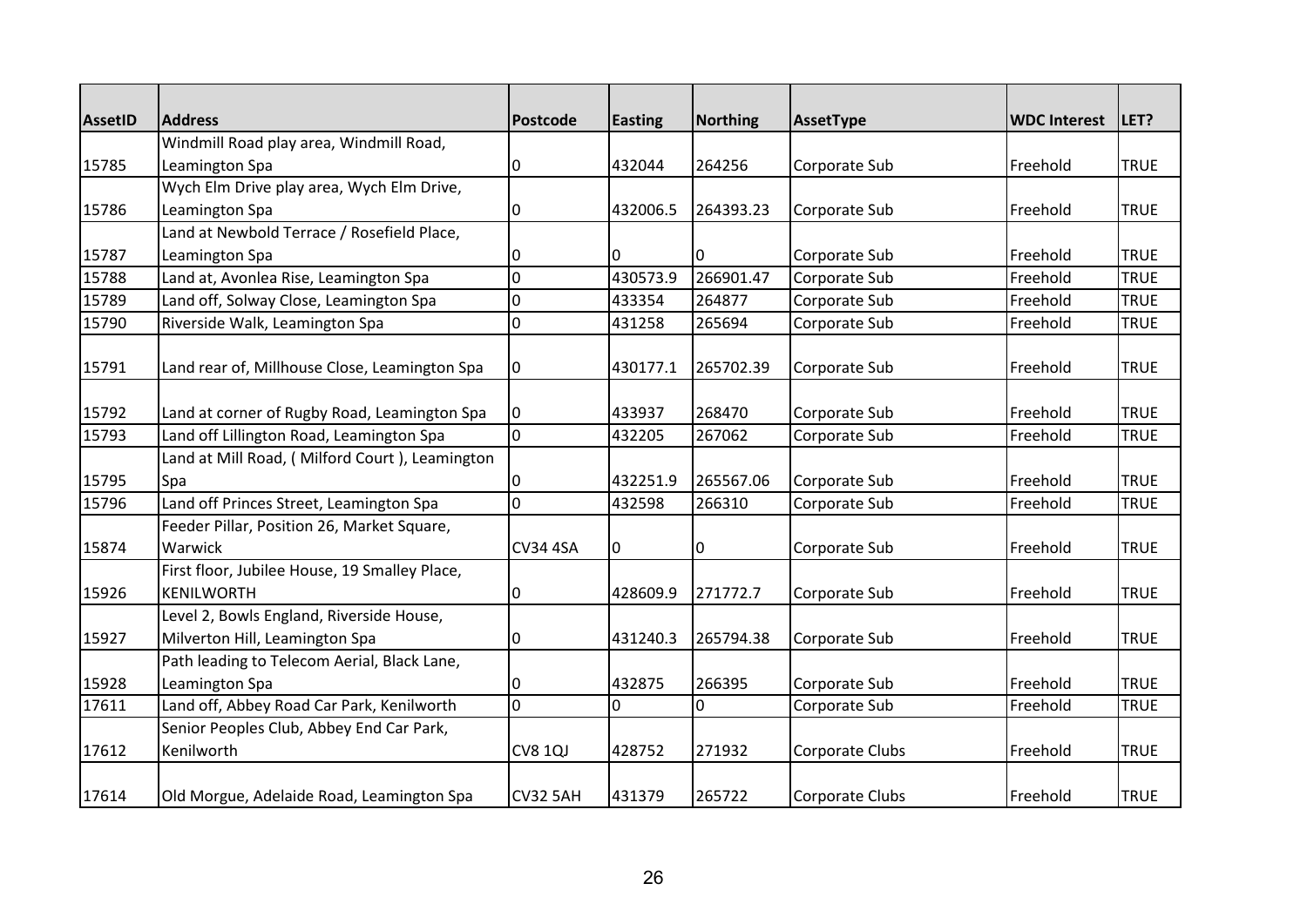| AssetID | Address | Postcode | Easting | Northing | AssetType | WDC Interest | LET? |
|---|---|---|---|---|---|---|---|
| 15785 | Windmill Road play area, Windmill Road, Leamington Spa | 0 | 432044 | 264256 | Corporate Sub | Freehold | TRUE |
| 15786 | Wych Elm Drive play area, Wych Elm Drive, Leamington Spa | 0 | 432006.5 | 264393.23 | Corporate Sub | Freehold | TRUE |
| 15787 | Land at Newbold Terrace / Rosefield Place, Leamington Spa | 0 | 0 | 0 | Corporate Sub | Freehold | TRUE |
| 15788 | Land at, Avonlea Rise, Leamington Spa | 0 | 430573.9 | 266901.47 | Corporate Sub | Freehold | TRUE |
| 15789 | Land off, Solway Close, Leamington Spa | 0 | 433354 | 264877 | Corporate Sub | Freehold | TRUE |
| 15790 | Riverside Walk, Leamington Spa | 0 | 431258 | 265694 | Corporate Sub | Freehold | TRUE |
| 15791 | Land rear of, Millhouse Close, Leamington Spa | 0 | 430177.1 | 265702.39 | Corporate Sub | Freehold | TRUE |
| 15792 | Land at corner of Rugby Road, Leamington Spa | 0 | 433937 | 268470 | Corporate Sub | Freehold | TRUE |
| 15793 | Land off Lillington Road, Leamington Spa | 0 | 432205 | 267062 | Corporate Sub | Freehold | TRUE |
| 15795 | Land at Mill Road, ( Milford Court ), Leamington Spa | 0 | 432251.9 | 265567.06 | Corporate Sub | Freehold | TRUE |
| 15796 | Land off Princes Street, Leamington Spa | 0 | 432598 | 266310 | Corporate Sub | Freehold | TRUE |
| 15874 | Feeder Pillar, Position 26, Market Square, Warwick | CV34 4SA | 0 | 0 | Corporate Sub | Freehold | TRUE |
| 15926 | First floor, Jubilee House, 19 Smalley Place, KENILWORTH | 0 | 428609.9 | 271772.7 | Corporate Sub | Freehold | TRUE |
| 15927 | Level 2, Bowls England, Riverside House, Milverton Hill, Leamington Spa | 0 | 431240.3 | 265794.38 | Corporate Sub | Freehold | TRUE |
| 15928 | Path leading to Telecom Aerial, Black Lane, Leamington Spa | 0 | 432875 | 266395 | Corporate Sub | Freehold | TRUE |
| 17611 | Land off, Abbey Road Car Park, Kenilworth | 0 | 0 | 0 | Corporate Sub | Freehold | TRUE |
| 17612 | Senior Peoples Club, Abbey End Car Park, Kenilworth | CV8 1QJ | 428752 | 271932 | Corporate Clubs | Freehold | TRUE |
| 17614 | Old Morgue, Adelaide Road, Leamington Spa | CV32 5AH | 431379 | 265722 | Corporate Clubs | Freehold | TRUE |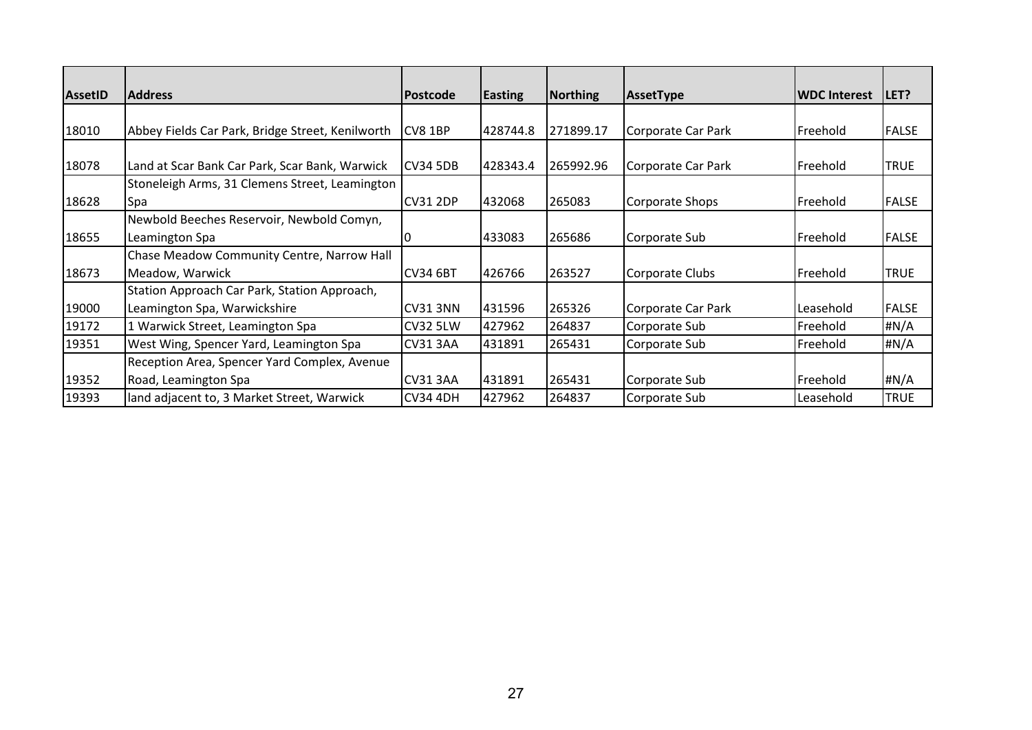| AssetID | Address | Postcode | Easting | Northing | AssetType | WDC Interest | LET? |
|---|---|---|---|---|---|---|---|
| 18010 | Abbey Fields Car Park, Bridge Street, Kenilworth | CV8 1BP | 428744.8 | 271899.17 | Corporate Car Park | Freehold | FALSE |
| 18078 | Land at Scar Bank Car Park, Scar Bank, Warwick | CV34 5DB | 428343.4 | 265992.96 | Corporate Car Park | Freehold | TRUE |
| 18628 | Stoneleigh Arms, 31 Clemens Street, Leamington Spa | CV31 2DP | 432068 | 265083 | Corporate Shops | Freehold | FALSE |
| 18655 | Newbold Beeches Reservoir, Newbold Comyn, Leamington Spa | 0 | 433083 | 265686 | Corporate Sub | Freehold | FALSE |
| 18673 | Chase Meadow Community Centre, Narrow Hall Meadow, Warwick | CV34 6BT | 426766 | 263527 | Corporate Clubs | Freehold | TRUE |
| 19000 | Station Approach Car Park, Station Approach, Leamington Spa, Warwickshire | CV31 3NN | 431596 | 265326 | Corporate Car Park | Leasehold | FALSE |
| 19172 | 1 Warwick Street, Leamington Spa | CV32 5LW | 427962 | 264837 | Corporate Sub | Freehold | #N/A |
| 19351 | West Wing, Spencer Yard, Leamington Spa | CV31 3AA | 431891 | 265431 | Corporate Sub | Freehold | #N/A |
| 19352 | Reception Area, Spencer Yard Complex, Avenue Road, Leamington Spa | CV31 3AA | 431891 | 265431 | Corporate Sub | Freehold | #N/A |
| 19393 | land adjacent to, 3 Market Street, Warwick | CV34 4DH | 427962 | 264837 | Corporate Sub | Leasehold | TRUE |